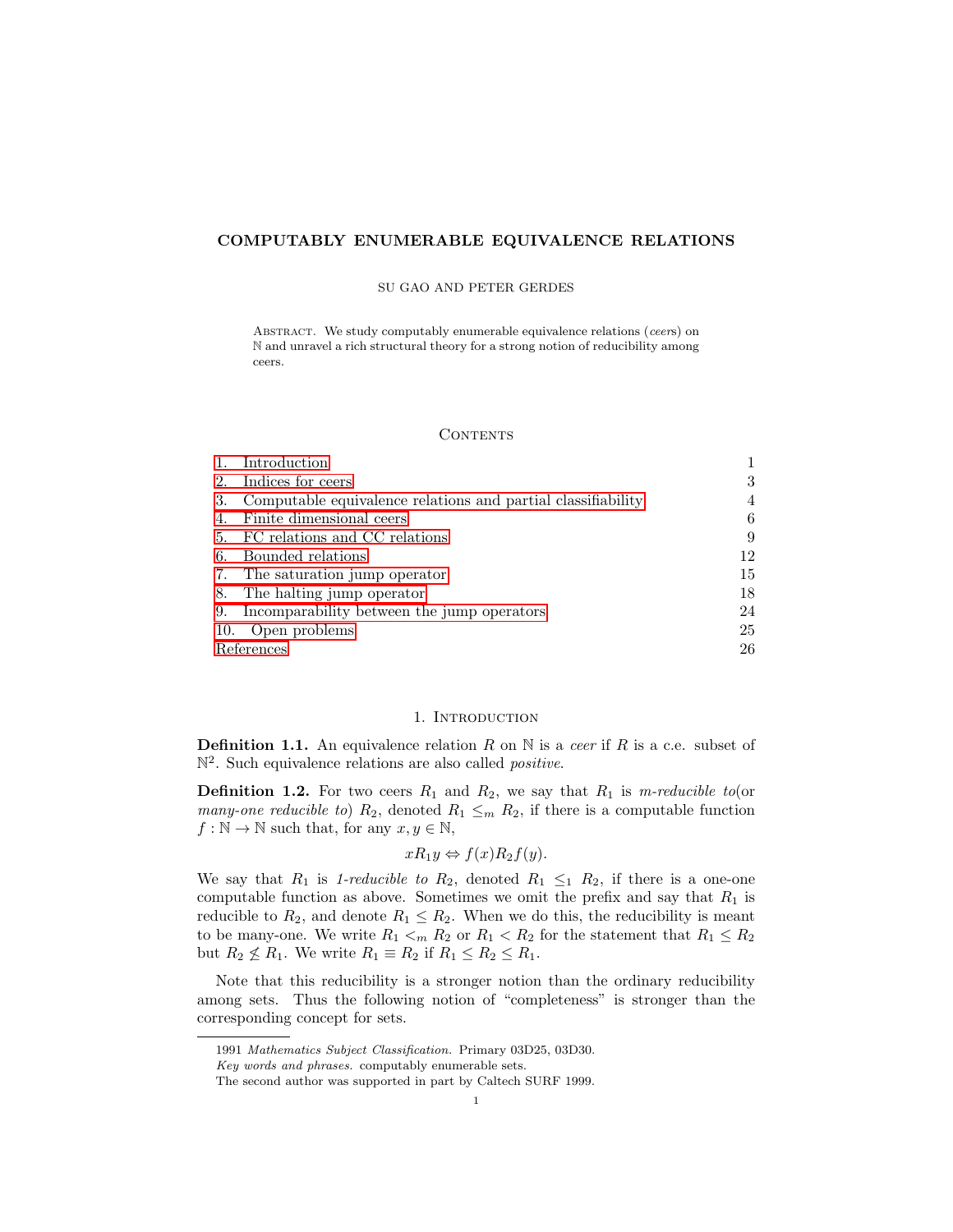# COMPUTABLY ENUMERABLE EQUIVALENCE RELATIONS

SU GAO AND PETER GERDES

Abstract. We study computably enumerable equivalence relations (*ceer*s) on $\mathbb{N}$ and unravel a rich structural theory for a strong notion of reducibility among ceers.

## Contents

| | |
|---|---|
| 1. Introduction | 1 |
| 2. Indices for ceers | 3 |
| 3. Computable equivalence relations and partial classifiability | 4 |
| 4. Finite dimensional ceers | 6 |
| 5. FC relations and CC relations | 9 |
| 6. Bounded relations | 12 |
| 7. The saturation jump operator | 15 |
| 8. The halting jump operator | 18 |
| 9. Incomparability between the jump operators | 24 |
| 10. Open problems | 25 |
| References | 26 |

## 1. Introduction

**Definition 1.1.** An equivalence relation $R$ on $\mathbb{N}$ is a *ceer* if $R$ is a c.e. subset of $\mathbb{N}^2$. Such equivalence relations are also called *positive*.

**Definition 1.2.** For two ceers $R_1$ and $R_2$, we say that $R_1$ is *m-reducible to*(or *many-one reducible to*) $R_2$, denoted $R_1 \leq_m R_2$, if there is a computable function $f : \mathbb{N} \to \mathbb{N}$ such that, for any $x, y \in \mathbb{N}$,

$$xR_1y \Leftrightarrow f(x)R_2f(y).$$

We say that $R_1$ is *1-reducible to* $R_2$, denoted $R_1 \leq_1 R_2$, if there is a one-one computable function as above. Sometimes we omit the prefix and say that $R_1$ is reducible to $R_2$, and denote $R_1 \leq R_2$. When we do this, the reducibility is meant to be many-one. We write $R_1 <_m R_2$ or $R_1 < R_2$ for the statement that $R_1 \leq R_2$ but $R_2 \not\leq R_1$. We write $R_1 \equiv R_2$ if $R_1 \leq R_2 \leq R_1$.

Note that this reducibility is a stronger notion than the ordinary reducibility among sets. Thus the following notion of "completeness" is stronger than the corresponding concept for sets.

---

1991 *Mathematics Subject Classification.* Primary 03D25, 03D30.

*Key words and phrases.* computably enumerable sets.

The second author was supported in part by Caltech SURF 1999.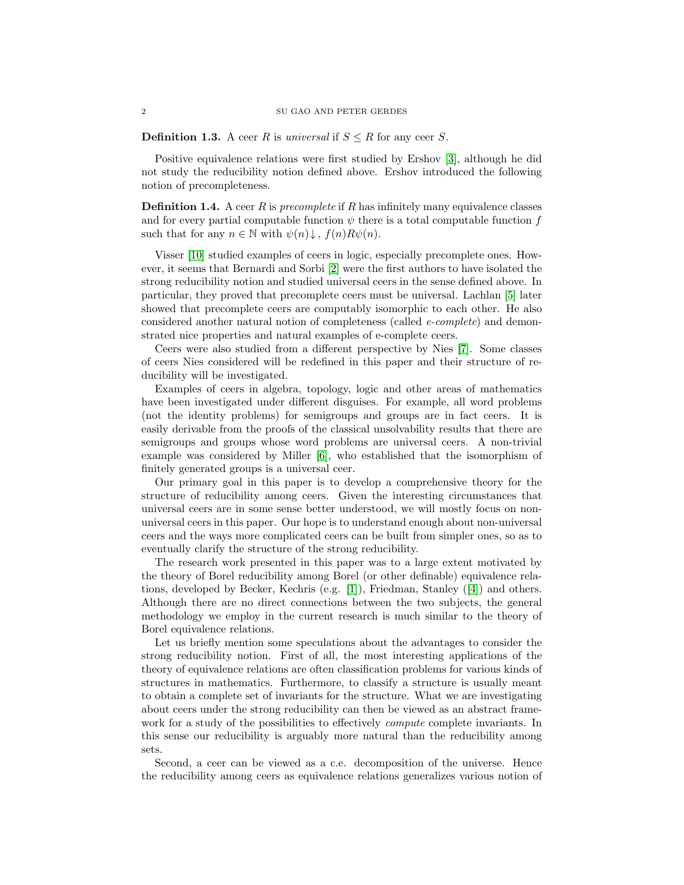**Definition 1.3.** A ceer $R$ is *universal* if $S \leq R$ for any ceer $S$.

Positive equivalence relations were first studied by Ershov [3], although he did not study the reducibility notion defined above. Ershov introduced the following notion of precompleteness.

**Definition 1.4.** A ceer $R$ is *precomplete* if $R$ has infinitely many equivalence classes and for every partial computable function $\psi$ there is a total computable function $f$ such that for any $n \in \mathbb{N}$ with $\psi(n)\downarrow$, $f(n) R \psi(n)$.

Visser [10] studied examples of ceers in logic, especially precomplete ones. However, it seems that Bernardi and Sorbi [2] were the first authors to have isolated the strong reducibility notion and studied universal ceers in the sense defined above. In particular, they proved that precomplete ceers must be universal. Lachlan [5] later showed that precomplete ceers are computably isomorphic to each other. He also considered another natural notion of completeness (called *e-complete*) and demonstrated nice properties and natural examples of e-complete ceers.

Ceers were also studied from a different perspective by Nies [7]. Some classes of ceers Nies considered will be redefined in this paper and their structure of reducibility will be investigated.

Examples of ceers in algebra, topology, logic and other areas of mathematics have been investigated under different disguises. For example, all word problems (not the identity problems) for semigroups and groups are in fact ceers. It is easily derivable from the proofs of the classical unsolvability results that there are semigroups and groups whose word problems are universal ceers. A non-trivial example was considered by Miller [6], who established that the isomorphism of finitely generated groups is a universal ceer.

Our primary goal in this paper is to develop a comprehensive theory for the structure of reducibility among ceers. Given the interesting circumstances that universal ceers are in some sense better understood, we will mostly focus on non-universal ceers in this paper. Our hope is to understand enough about non-universal ceers and the ways more complicated ceers can be built from simpler ones, so as to eventually clarify the structure of the strong reducibility.

The research work presented in this paper was to a large extent motivated by the theory of Borel reducibility among Borel (or other definable) equivalence relations, developed by Becker, Kechris (e.g. [1]), Friedman, Stanley ([4]) and others. Although there are no direct connections between the two subjects, the general methodology we employ in the current research is much similar to the theory of Borel equivalence relations.

Let us briefly mention some speculations about the advantages to consider the strong reducibility notion. First of all, the most interesting applications of the theory of equivalence relations are often classification problems for various kinds of structures in mathematics. Furthermore, to classify a structure is usually meant to obtain a complete set of invariants for the structure. What we are investigating about ceers under the strong reducibility can then be viewed as an abstract framework for a study of the possibilities to effectively *compute* complete invariants. In this sense our reducibility is arguably more natural than the reducibility among sets.

Second, a ceer can be viewed as a c.e. decomposition of the universe. Hence the reducibility among ceers as equivalence relations generalizes various notion of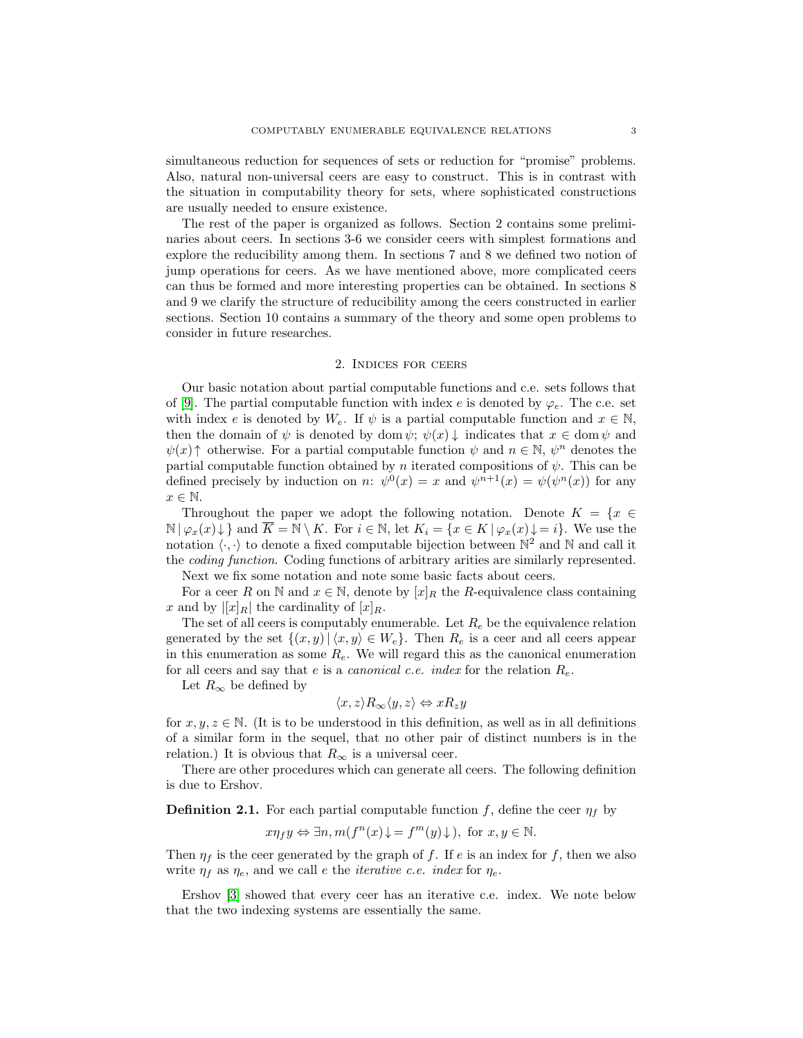simultaneous reduction for sequences of sets or reduction for "promise" problems. Also, natural non-universal ceers are easy to construct. This is in contrast with the situation in computability theory for sets, where sophisticated constructions are usually needed to ensure existence.

The rest of the paper is organized as follows. Section 2 contains some preliminaries about ceers. In sections 3-6 we consider ceers with simplest formations and explore the reducibility among them. In sections 7 and 8 we defined two notion of jump operations for ceers. As we have mentioned above, more complicated ceers can thus be formed and more interesting properties can be obtained. In sections 8 and 9 we clarify the structure of reducibility among the ceers constructed in earlier sections. Section 10 contains a summary of the theory and some open problems to consider in future researches.

## 2. Indices for ceers

Our basic notation about partial computable functions and c.e. sets follows that of [9]. The partial computable function with index $e$ is denoted by $\varphi_e$. The c.e. set with index $e$ is denoted by $W_e$. If $\psi$ is a partial computable function and $x \in \mathbb{N}$, then the domain of $\psi$ is denoted by $\operatorname{dom}\psi$; $\psi(x)\downarrow$ indicates that $x \in \operatorname{dom}\psi$ and $\psi(x)\uparrow$ otherwise. For a partial computable function $\psi$ and $n \in \mathbb{N}$, $\psi^n$ denotes the partial computable function obtained by $n$ iterated compositions of $\psi$. This can be defined precisely by induction on $n$: $\psi^0(x) = x$ and $\psi^{n+1}(x) = \psi(\psi^n(x))$ for any $x \in \mathbb{N}$.

Throughout the paper we adopt the following notation. Denote $K = \{x \in \mathbb{N} \mid \varphi_x(x)\downarrow\}$ and $\overline{K} = \mathbb{N} \setminus K$. For $i \in \mathbb{N}$, let $K_i = \{x \in K \mid \varphi_x(x)\downarrow = i\}$. We use the notation $\langle \cdot, \cdot \rangle$ to denote a fixed computable bijection between $\mathbb{N}^2$ and $\mathbb{N}$ and call it the *coding function*. Coding functions of arbitrary arities are similarly represented.

Next we fix some notation and note some basic facts about ceers.

For a ceer $R$ on $\mathbb{N}$ and $x \in \mathbb{N}$, denote by $[x]_R$ the $R$-equivalence class containing $x$ and by $|[x]_R|$ the cardinality of $[x]_R$.

The set of all ceers is computably enumerable. Let $R_e$ be the equivalence relation generated by the set $\{(x, y) \mid \langle x, y\rangle \in W_e\}$. Then $R_e$ is a ceer and all ceers appear in this enumeration as some $R_e$. We will regard this as the canonical enumeration for all ceers and say that $e$ is a *canonical c.e. index* for the relation $R_e$.

Let $R_\infty$ be defined by

$$\langle x, z\rangle R_\infty \langle y, z\rangle \Leftrightarrow x R_z y$$

for $x, y, z \in \mathbb{N}$. (It is to be understood in this definition, as well as in all definitions of a similar form in the sequel, that no other pair of distinct numbers is in the relation.) It is obvious that $R_\infty$ is a universal ceer.

There are other procedures which can generate all ceers. The following definition is due to Ershov.

**Definition 2.1.** For each partial computable function $f$, define the ceer $\eta_f$ by

$$x \eta_f y \Leftrightarrow \exists n, m (f^n(x)\downarrow = f^m(y)\downarrow), \text{ for } x, y \in \mathbb{N}.$$

Then $\eta_f$ is the ceer generated by the graph of $f$. If $e$ is an index for $f$, then we also write $\eta_f$ as $\eta_e$, and we call $e$ the *iterative c.e. index* for $\eta_e$.

Ershov [3] showed that every ceer has an iterative c.e. index. We note below that the two indexing systems are essentially the same.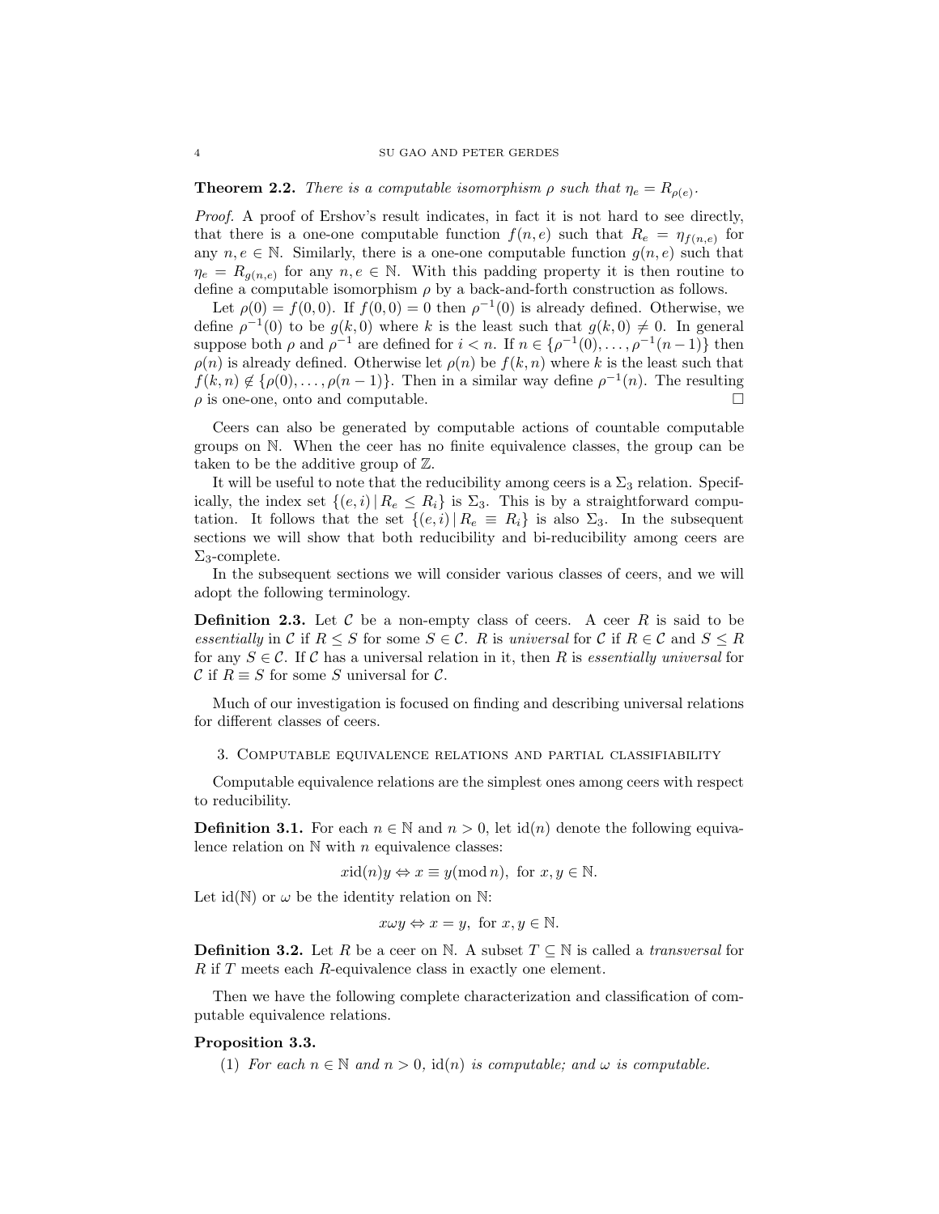**Theorem 2.2.** *There is a computable isomorphism $\rho$ such that $\eta_e = R_{\rho(e)}$.*

*Proof.* A proof of Ershov's result indicates, in fact it is not hard to see directly, that there is a one-one computable function $f(n, e)$ such that $R_e = \eta_{f(n,e)}$ for any $n, e \in \mathbb{N}$. Similarly, there is a one-one computable function $g(n, e)$ such that $\eta_e = R_{g(n,e)}$ for any $n, e \in \mathbb{N}$. With this padding property it is then routine to define a computable isomorphism $\rho$ by a back-and-forth construction as follows.

Let $\rho(0) = f(0, 0)$. If $f(0, 0) = 0$ then $\rho^{-1}(0)$ is already defined. Otherwise, we define $\rho^{-1}(0)$ to be $g(k, 0)$ where $k$ is the least such that $g(k, 0) \neq 0$. In general suppose both $\rho$ and $\rho^{-1}$ are defined for $i < n$. If $n \in \{\rho^{-1}(0), \dots, \rho^{-1}(n-1)\}$ then $\rho(n)$ is already defined. Otherwise let $\rho(n)$ be $f(k, n)$ where $k$ is the least such that $f(k, n) \notin \{\rho(0), \dots, \rho(n-1)\}$. Then in a similar way define $\rho^{-1}(n)$. The resulting $\rho$ is one-one, onto and computable. □

Ceers can also be generated by computable actions of countable computable groups on $\mathbb{N}$. When the ceer has no finite equivalence classes, the group can be taken to be the additive group of $\mathbb{Z}$.

It will be useful to note that the reducibility among ceers is a $\Sigma_3$ relation. Specifically, the index set $\{(e, i) \,|\, R_e \leq R_i\}$ is $\Sigma_3$. This is by a straightforward computation. It follows that the set $\{(e, i) \,|\, R_e \equiv R_i\}$ is also $\Sigma_3$. In the subsequent sections we will show that both reducibility and bi-reducibility among ceers are $\Sigma_3$-complete.

In the subsequent sections we will consider various classes of ceers, and we will adopt the following terminology.

**Definition 2.3.** Let $\mathcal{C}$ be a non-empty class of ceers. A ceer $R$ is said to be *essentially* in $\mathcal{C}$ if $R \leq S$ for some $S \in \mathcal{C}$. $R$ is *universal* for $\mathcal{C}$ if $R \in \mathcal{C}$ and $S \leq R$ for any $S \in \mathcal{C}$. If $\mathcal{C}$ has a universal relation in it, then $R$ is *essentially universal* for $\mathcal{C}$ if $R \equiv S$ for some $S$ universal for $\mathcal{C}$.

Much of our investigation is focused on finding and describing universal relations for different classes of ceers.

## 3. Computable equivalence relations and partial classifiability

Computable equivalence relations are the simplest ones among ceers with respect to reducibility.

**Definition 3.1.** For each $n \in \mathbb{N}$ and $n > 0$, let $\mathrm{id}(n)$ denote the following equivalence relation on $\mathbb{N}$ with $n$ equivalence classes:

$$x \,\mathrm{id}(n)\, y \Leftrightarrow x \equiv y (\bmod\, n), \text{ for } x, y \in \mathbb{N}.$$

Let $\mathrm{id}(\mathbb{N})$ or $\omega$ be the identity relation on $\mathbb{N}$:

$$x \omega y \Leftrightarrow x = y, \text{ for } x, y \in \mathbb{N}.$$

**Definition 3.2.** Let $R$ be a ceer on $\mathbb{N}$. A subset $T \subseteq \mathbb{N}$ is called a *transversal* for $R$ if $T$ meets each $R$-equivalence class in exactly one element.

Then we have the following complete characterization and classification of computable equivalence relations.

**Proposition 3.3.**

(1) *For each $n \in \mathbb{N}$ and $n > 0$, $\mathrm{id}(n)$ is computable; and $\omega$ is computable.*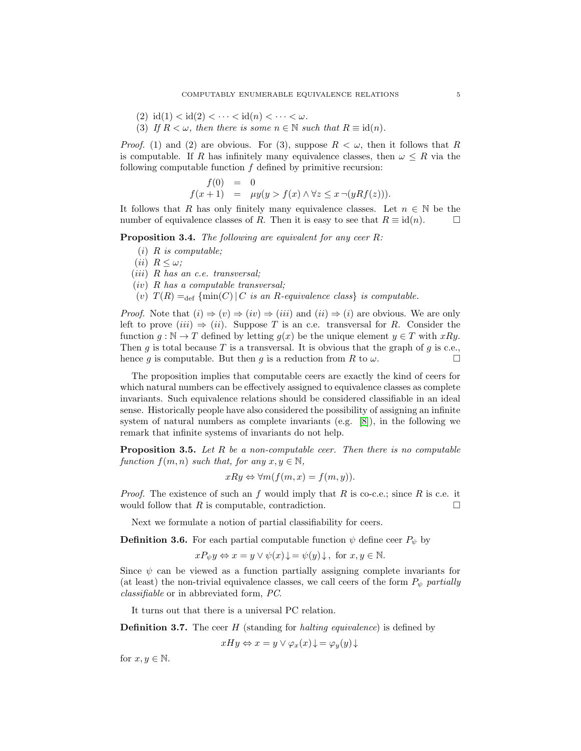(2) $\mathrm{id}(1) < \mathrm{id}(2) < \cdots < \mathrm{id}(n) < \cdots < \omega$.

(3) *If $R < \omega$, then there is some $n \in \mathbb{N}$ such that $R \equiv \mathrm{id}(n)$.*

*Proof.* (1) and (2) are obvious. For (3), suppose $R < \omega$, then it follows that $R$ is computable. If $R$ has infinitely many equivalence classes, then $\omega \leq R$ via the following computable function $f$ defined by primitive recursion:

$$\begin{aligned} f(0) &= 0 \\ f(x+1) &= \mu y(y > f(x) \wedge \forall z \leq x \, \neg(yRf(z))). \end{aligned}$$

It follows that $R$ has only finitely many equivalence classes. Let $n \in \mathbb{N}$ be the number of equivalence classes of $R$. Then it is easy to see that $R \equiv \mathrm{id}(n)$. □

**Proposition 3.4.** *The following are equivalent for any ceer $R$:*

(*i*) *$R$ is computable;*

(*ii*) *$R \leq \omega$;*

(*iii*) *$R$ has an c.e. transversal;*

(*iv*) *$R$ has a computable transversal;*

(*v*) *$T(R) =_{\mathrm{def}} \{\min(C) \,|\, C$ is an $R$-equivalence class$\}$ is computable.*

*Proof.* Note that $(i) \Rightarrow (v) \Rightarrow (iv) \Rightarrow (iii)$ and $(ii) \Rightarrow (i)$ are obvious. We are only left to prove $(iii) \Rightarrow (ii)$. Suppose $T$ is an c.e. transversal for $R$. Consider the function $g : \mathbb{N} \to T$ defined by letting $g(x)$ be the unique element $y \in T$ with $xRy$. Then $g$ is total because $T$ is a transversal. It is obvious that the graph of $g$ is c.e., hence $g$ is computable. But then $g$ is a reduction from $R$ to $\omega$. □

The proposition implies that computable ceers are exactly the kind of ceers for which natural numbers can be effectively assigned to equivalence classes as complete invariants. Such equivalence relations should be considered classifiable in an ideal sense. Historically people have also considered the possibility of assigning an infinite system of natural numbers as complete invariants (e.g. [8]), in the following we remark that infinite systems of invariants do not help.

**Proposition 3.5.** *Let $R$ be a non-computable ceer. Then there is no computable function $f(m, n)$ such that, for any $x, y \in \mathbb{N}$,*

$$xRy \Leftrightarrow \forall m(f(m, x) = f(m, y)).$$

*Proof.* The existence of such an $f$ would imply that $R$ is co-c.e.; since $R$ is c.e. it would follow that $R$ is computable, contradiction. □

Next we formulate a notion of partial classifiability for ceers.

**Definition 3.6.** For each partial computable function $\psi$ define ceer $P_\psi$ by

$$xP_\psi y \Leftrightarrow x = y \vee \psi(x)\!\downarrow = \psi(y)\!\downarrow, \text{ for } x, y \in \mathbb{N}.$$

Since $\psi$ can be viewed as a function partially assigning complete invariants for (at least) the non-trivial equivalence classes, we call ceers of the form $P_\psi$ *partially classifiable* or in abbreviated form, *PC*.

It turns out that there is a universal PC relation.

**Definition 3.7.** The ceer $H$ (standing for *halting equivalence*) is defined by

$$xHy \Leftrightarrow x = y \vee \varphi_x(x)\!\downarrow = \varphi_y(y)\!\downarrow$$

for $x, y \in \mathbb{N}$.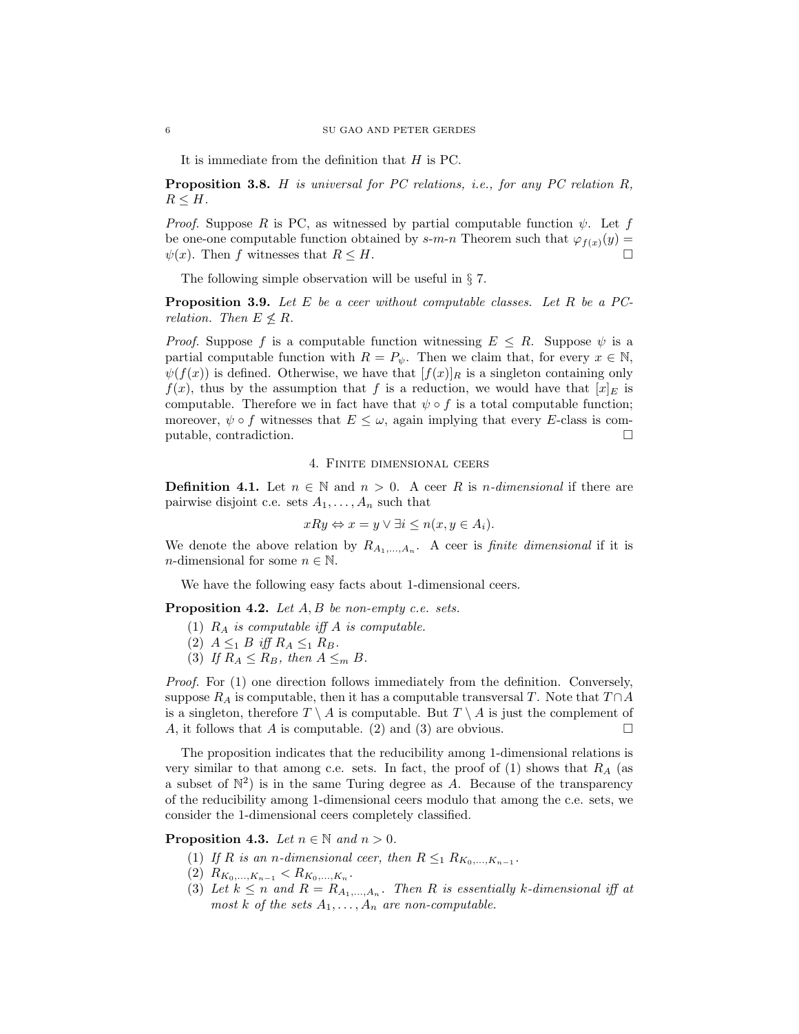It is immediate from the definition that $H$ is PC.

**Proposition 3.8.** *$H$ is universal for PC relations, i.e., for any PC relation $R$, $R \leq H$.*

*Proof.* Suppose $R$ is PC, as witnessed by partial computable function $\psi$. Let $f$ be one-one computable function obtained by *s-m-n* Theorem such that $\varphi_{f(x)}(y) = \psi(x)$. Then $f$ witnesses that $R \leq H$. $\square$

The following simple observation will be useful in § 7.

**Proposition 3.9.** *Let $E$ be a ceer without computable classes. Let $R$ be a PC-relation. Then $E \not\leq R$.*

*Proof.* Suppose $f$ is a computable function witnessing $E \leq R$. Suppose $\psi$ is a partial computable function with $R = P_\psi$. Then we claim that, for every $x \in \mathbb{N}$, $\psi(f(x))$ is defined. Otherwise, we have that $[f(x)]_R$ is a singleton containing only $f(x)$, thus by the assumption that $f$ is a reduction, we would have that $[x]_E$ is computable. Therefore we in fact have that $\psi \circ f$ is a total computable function; moreover, $\psi \circ f$ witnesses that $E \leq \omega$, again implying that every $E$-class is computable, contradiction. $\square$

## 4. Finite dimensional ceers

**Definition 4.1.** Let $n \in \mathbb{N}$ and $n > 0$. A ceer $R$ is *$n$-dimensional* if there are pairwise disjoint c.e. sets $A_1, \ldots, A_n$ such that

$$xRy \Leftrightarrow x = y \vee \exists i \leq n(x, y \in A_i).$$

We denote the above relation by $R_{A_1,\ldots,A_n}$. A ceer is *finite dimensional* if it is $n$-dimensional for some $n \in \mathbb{N}$.

We have the following easy facts about 1-dimensional ceers.

**Proposition 4.2.** *Let $A, B$ be non-empty c.e. sets.*

1. *$R_A$ is computable iff $A$ is computable.*
2. *$A \leq_1 B$ iff $R_A \leq_1 R_B$.*
3. *If $R_A \leq R_B$, then $A \leq_m B$.*

*Proof.* For (1) one direction follows immediately from the definition. Conversely, suppose $R_A$ is computable, then it has a computable transversal $T$. Note that $T \cap A$ is a singleton, therefore $T \setminus A$ is computable. But $T \setminus A$ is just the complement of $A$, it follows that $A$ is computable. (2) and (3) are obvious. $\square$

The proposition indicates that the reducibility among 1-dimensional relations is very similar to that among c.e. sets. In fact, the proof of (1) shows that $R_A$ (as a subset of $\mathbb{N}^2$) is in the same Turing degree as $A$. Because of the transparency of the reducibility among 1-dimensional ceers modulo that among the c.e. sets, we consider the 1-dimensional ceers completely classified.

**Proposition 4.3.** *Let $n \in \mathbb{N}$ and $n > 0$.*

1. *If $R$ is an $n$-dimensional ceer, then $R \leq_1 R_{K_0,\ldots,K_{n-1}}$.*
2. *$R_{K_0,\ldots,K_{n-1}} < R_{K_0,\ldots,K_n}$.*
3. *Let $k \leq n$ and $R = R_{A_1,\ldots,A_n}$. Then $R$ is essentially $k$-dimensional iff at most $k$ of the sets $A_1, \ldots, A_n$ are non-computable.*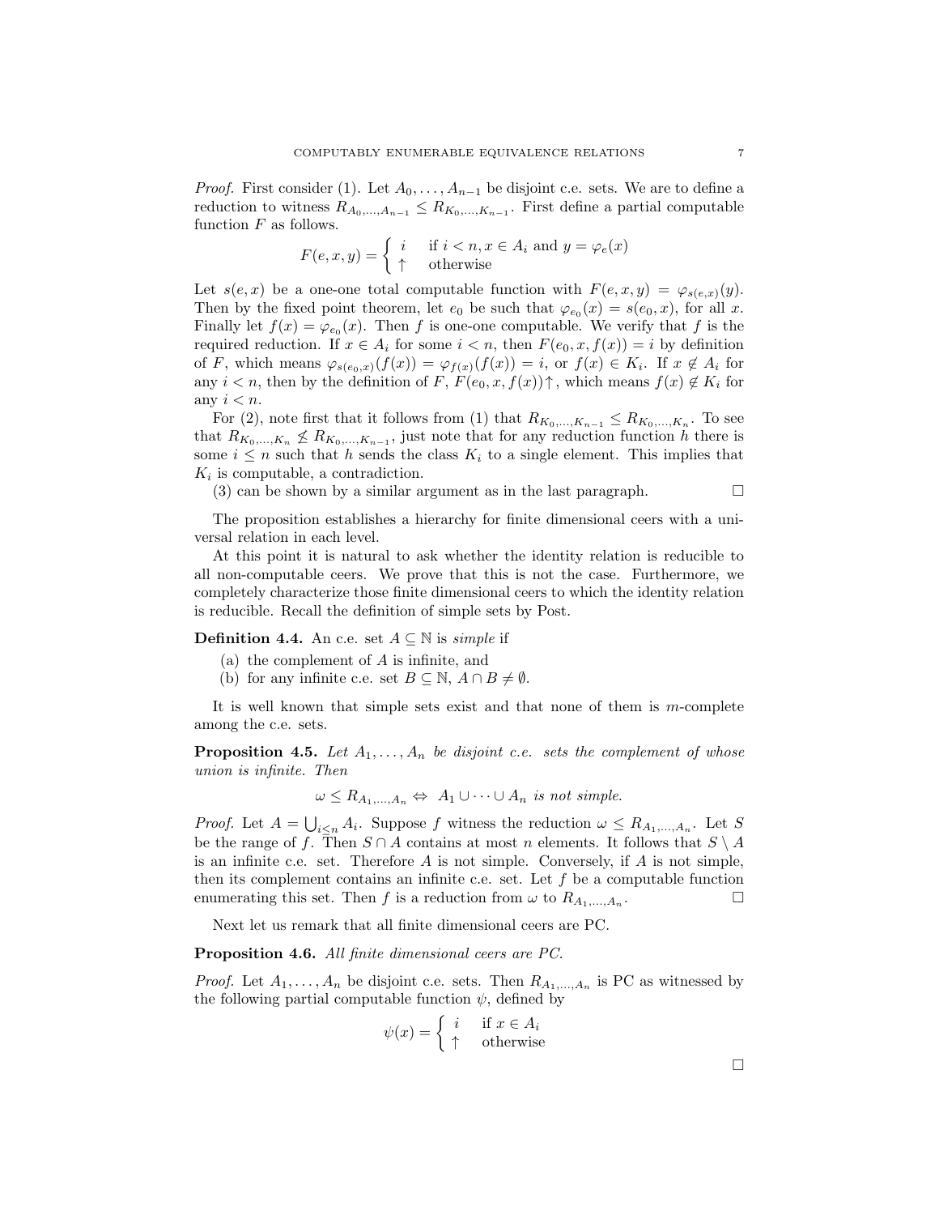*Proof.* First consider (1). Let $A_0, \ldots, A_{n-1}$ be disjoint c.e. sets. We are to define a reduction to witness $R_{A_0,\ldots,A_{n-1}} \leq R_{K_0,\ldots,K_{n-1}}$. First define a partial computable function $F$ as follows.

$$F(e, x, y) = \begin{cases} i & \text{if } i < n, x \in A_i \text{ and } y = \varphi_e(x) \\ \uparrow & \text{otherwise} \end{cases}$$

Let $s(e, x)$ be a one-one total computable function with $F(e, x, y) = \varphi_{s(e,x)}(y)$. Then by the fixed point theorem, let $e_0$ be such that $\varphi_{e_0}(x) = s(e_0, x)$, for all $x$. Finally let $f(x) = \varphi_{e_0}(x)$. Then $f$ is one-one computable. We verify that $f$ is the required reduction. If $x \in A_i$ for some $i < n$, then $F(e_0, x, f(x)) = i$ by definition of $F$, which means $\varphi_{s(e_0,x)}(f(x)) = \varphi_{f(x)}(f(x)) = i$, or $f(x) \in K_i$. If $x \notin A_i$ for any $i < n$, then by the definition of $F$, $F(e_0, x, f(x))\uparrow$, which means $f(x) \notin K_i$ for any $i < n$.

For (2), note first that it follows from (1) that $R_{K_0,\ldots,K_{n-1}} \leq R_{K_0,\ldots,K_n}$. To see that $R_{K_0,\ldots,K_n} \not\leq R_{K_0,\ldots,K_{n-1}}$, just note that for any reduction function $h$ there is some $i \leq n$ such that $h$ sends the class $K_i$ to a single element. This implies that $K_i$ is computable, a contradiction.

(3) can be shown by a similar argument as in the last paragraph. $\square$

The proposition establishes a hierarchy for finite dimensional ceers with a universal relation in each level.

At this point it is natural to ask whether the identity relation is reducible to all non-computable ceers. We prove that this is not the case. Furthermore, we completely characterize those finite dimensional ceers to which the identity relation is reducible. Recall the definition of simple sets by Post.

**Definition 4.4.** An c.e. set $A \subseteq \mathbb{N}$ is *simple* if

(a) the complement of $A$ is infinite, and
(b) for any infinite c.e. set $B \subseteq \mathbb{N}$, $A \cap B \neq \emptyset$.

It is well known that simple sets exist and that none of them is $m$-complete among the c.e. sets.

**Proposition 4.5.** *Let $A_1, \ldots, A_n$ be disjoint c.e. sets the complement of whose union is infinite. Then*

$$\omega \leq R_{A_1,\ldots,A_n} \Leftrightarrow A_1 \cup \cdots \cup A_n \text{ is not simple.}$$

*Proof.* Let $A = \bigcup_{i\leq n} A_i$. Suppose $f$ witness the reduction $\omega \leq R_{A_1,\ldots,A_n}$. Let $S$ be the range of $f$. Then $S \cap A$ contains at most $n$ elements. It follows that $S \setminus A$ is an infinite c.e. set. Therefore $A$ is not simple. Conversely, if $A$ is not simple, then its complement contains an infinite c.e. set. Let $f$ be a computable function enumerating this set. Then $f$ is a reduction from $\omega$ to $R_{A_1,\ldots,A_n}$. $\square$

Next let us remark that all finite dimensional ceers are PC.

**Proposition 4.6.** *All finite dimensional ceers are PC.*

*Proof.* Let $A_1, \ldots, A_n$ be disjoint c.e. sets. Then $R_{A_1,\ldots,A_n}$ is PC as witnessed by the following partial computable function $\psi$, defined by

$$\psi(x) = \begin{cases} i & \text{if } x \in A_i \\ \uparrow & \text{otherwise} \end{cases}$$

$\square$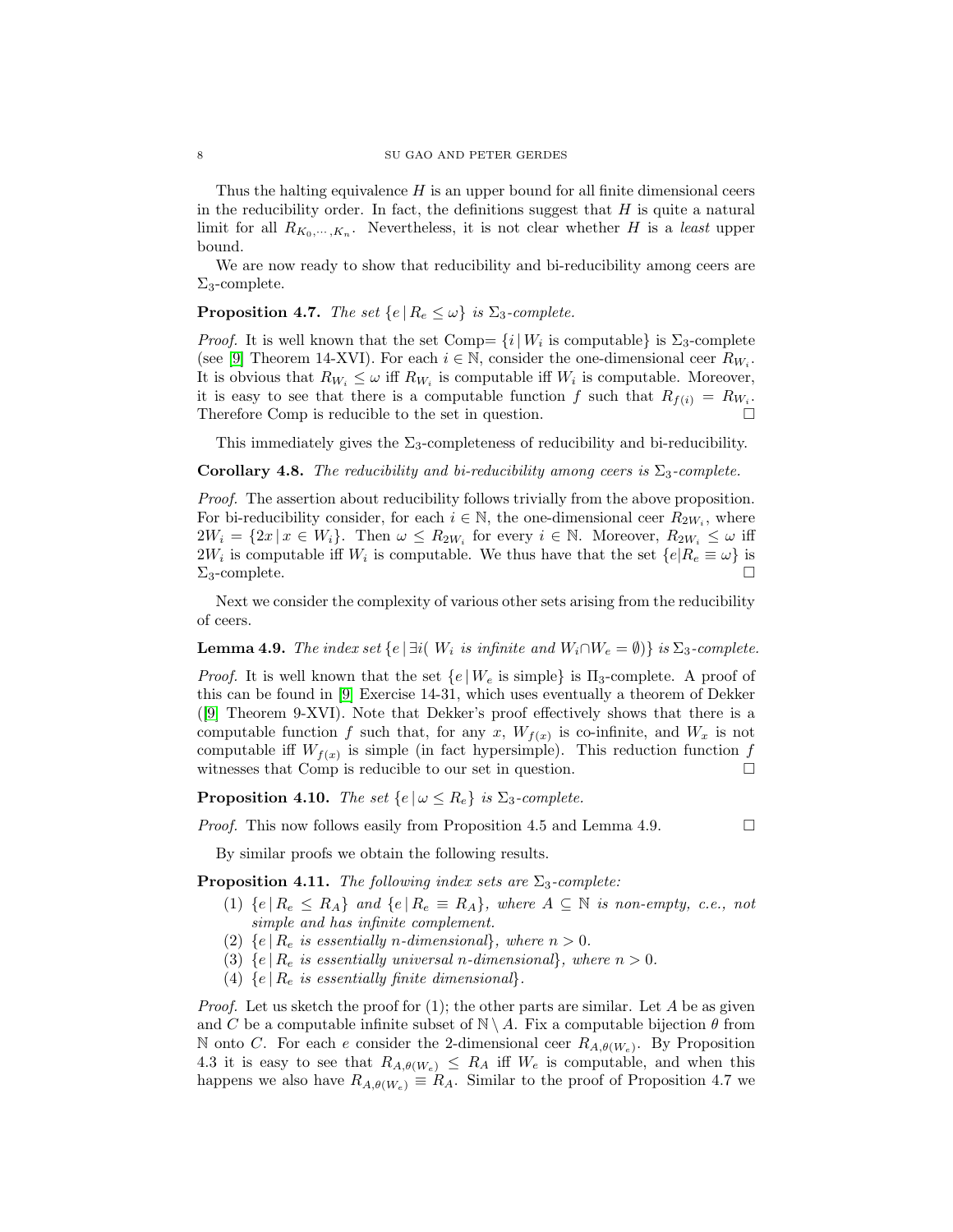Thus the halting equivalence $H$ is an upper bound for all finite dimensional ceers in the reducibility order. In fact, the definitions suggest that $H$ is quite a natural limit for all $R_{K_0,\cdots,K_n}$. Nevertheless, it is not clear whether $H$ is a *least* upper bound.

We are now ready to show that reducibility and bi-reducibility among ceers are $\Sigma_3$-complete.

**Proposition 4.7.** *The set $\{e \,|\, R_e \leq \omega\}$ is $\Sigma_3$-complete.*

*Proof.* It is well known that the set Comp$= \{i \,|\, W_i$ is computable$\}$ is $\Sigma_3$-complete (see [9] Theorem 14-XVI). For each $i \in \mathbb{N}$, consider the one-dimensional ceer $R_{W_i}$. It is obvious that $R_{W_i} \leq \omega$ iff $R_{W_i}$ is computable iff $W_i$ is computable. Moreover, it is easy to see that there is a computable function $f$ such that $R_{f(i)} = R_{W_i}$. Therefore Comp is reducible to the set in question. □

This immediately gives the $\Sigma_3$-completeness of reducibility and bi-reducibility.

**Corollary 4.8.** *The reducibility and bi-reducibility among ceers is $\Sigma_3$-complete.*

*Proof.* The assertion about reducibility follows trivially from the above proposition. For bi-reducibility consider, for each $i \in \mathbb{N}$, the one-dimensional ceer $R_{2W_i}$, where $2W_i = \{2x \,|\, x \in W_i\}$. Then $\omega \leq R_{2W_i}$ for every $i \in \mathbb{N}$. Moreover, $R_{2W_i} \leq \omega$ iff $2W_i$ is computable iff $W_i$ is computable. We thus have that the set $\{e|R_e \equiv \omega\}$ is $\Sigma_3$-complete. □

Next we consider the complexity of various other sets arising from the reducibility of ceers.

**Lemma 4.9.** *The index set $\{e \,|\, \exists i(\ W_i$ is infinite and $W_i \cap W_e = \emptyset)\}$ is $\Sigma_3$-complete.*

*Proof.* It is well known that the set $\{e \,|\, W_e$ is simple$\}$ is $\Pi_3$-complete. A proof of this can be found in [9] Exercise 14-31, which uses eventually a theorem of Dekker ([9] Theorem 9-XVI). Note that Dekker's proof effectively shows that there is a computable function $f$ such that, for any $x$, $W_{f(x)}$ is co-infinite, and $W_x$ is not computable iff $W_{f(x)}$ is simple (in fact hypersimple). This reduction function $f$ witnesses that Comp is reducible to our set in question. □

**Proposition 4.10.** *The set $\{e \,|\, \omega \leq R_e\}$ is $\Sigma_3$-complete.*

*Proof.* This now follows easily from Proposition 4.5 and Lemma 4.9. □

By similar proofs we obtain the following results.

**Proposition 4.11.** *The following index sets are $\Sigma_3$-complete:*

1. *$\{e \,|\, R_e \leq R_A\}$ and $\{e \,|\, R_e \equiv R_A\}$, where $A \subseteq \mathbb{N}$ is non-empty, c.e., not simple and has infinite complement.*
2. *$\{e \,|\, R_e$ is essentially $n$-dimensional$\}$, where $n > 0$.*
3. *$\{e \,|\, R_e$ is essentially universal $n$-dimensional$\}$, where $n > 0$.*
4. *$\{e \,|\, R_e$ is essentially finite dimensional$\}$.*

*Proof.* Let us sketch the proof for (1); the other parts are similar. Let $A$ be as given and $C$ be a computable infinite subset of $\mathbb{N} \setminus A$. Fix a computable bijection $\theta$ from $\mathbb{N}$ onto $C$. For each $e$ consider the 2-dimensional ceer $R_{A,\theta(W_e)}$. By Proposition 4.3 it is easy to see that $R_{A,\theta(W_e)} \leq R_A$ iff $W_e$ is computable, and when this happens we also have $R_{A,\theta(W_e)} \equiv R_A$. Similar to the proof of Proposition 4.7 we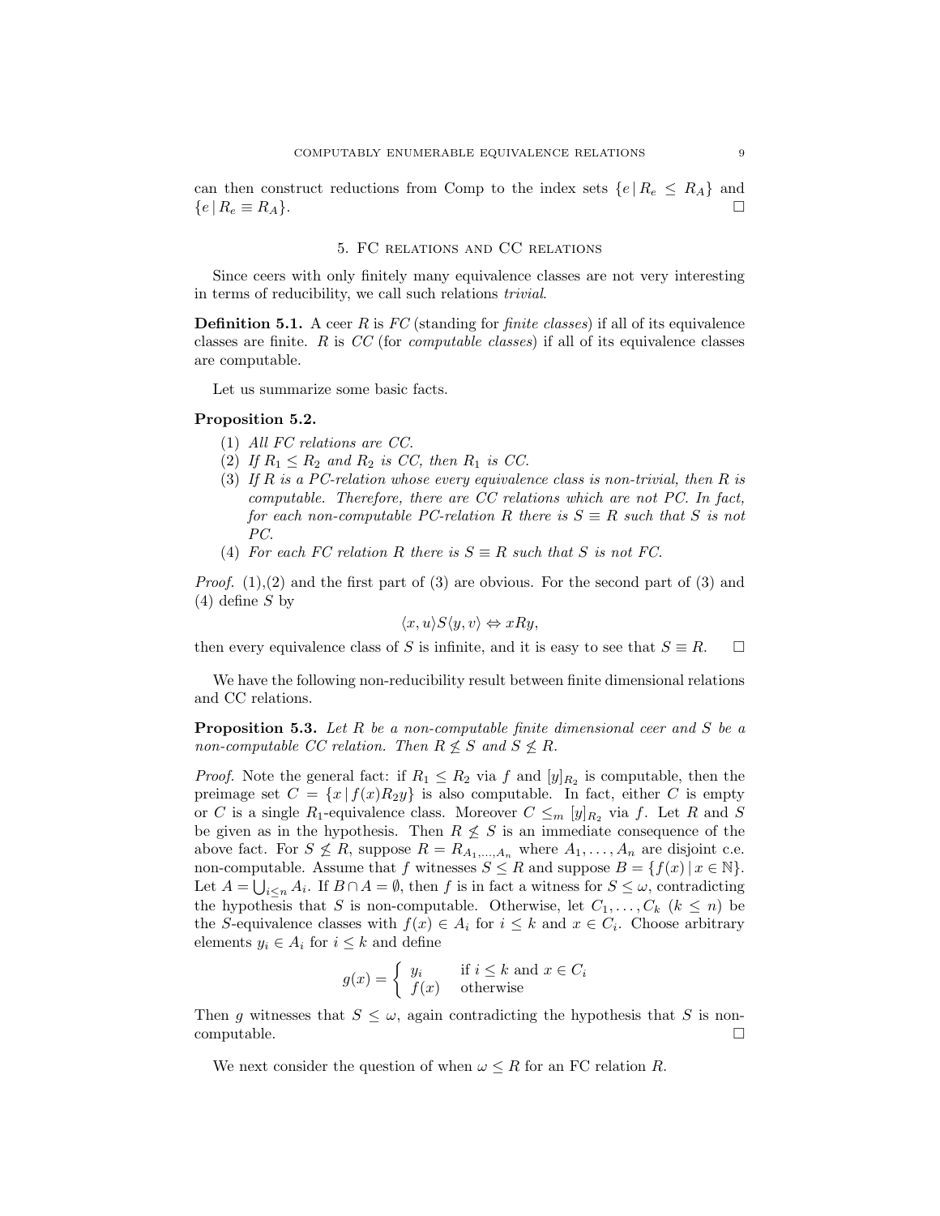can then construct reductions from Comp to the index sets $\{e \mid R_e \leq R_A\}$ and $\{e \mid R_e \equiv R_A\}$. $\square$

## 5. FC relations and CC relations

Since ceers with only finitely many equivalence classes are not very interesting in terms of reducibility, we call such relations *trivial*.

**Definition 5.1.** A ceer $R$ is *FC* (standing for *finite classes*) if all of its equivalence classes are finite. $R$ is *CC* (for *computable classes*) if all of its equivalence classes are computable.

Let us summarize some basic facts.

**Proposition 5.2.**

1. *All FC relations are CC.*
2. *If $R_1 \leq R_2$ and $R_2$ is CC, then $R_1$ is CC.*
3. *If $R$ is a PC-relation whose every equivalence class is non-trivial, then $R$ is computable. Therefore, there are CC relations which are not PC. In fact, for each non-computable PC-relation $R$ there is $S \equiv R$ such that $S$ is not PC.*
4. *For each FC relation $R$ there is $S \equiv R$ such that $S$ is not FC.*

*Proof.* (1),(2) and the first part of (3) are obvious. For the second part of (3) and (4) define $S$ by

$$\langle x, u\rangle S \langle y, v\rangle \Leftrightarrow xRy,$$

then every equivalence class of $S$ is infinite, and it is easy to see that $S \equiv R$. $\square$

We have the following non-reducibility result between finite dimensional relations and CC relations.

**Proposition 5.3.** *Let $R$ be a non-computable finite dimensional ceer and $S$ be a non-computable CC relation. Then $R \not\leq S$ and $S \not\leq R$.*

*Proof.* Note the general fact: if $R_1 \leq R_2$ via $f$ and $[y]_{R_2}$ is computable, then the preimage set $C = \{x \mid f(x)R_2y\}$ is also computable. In fact, either $C$ is empty or $C$ is a single $R_1$-equivalence class. Moreover $C \leq_m [y]_{R_2}$ via $f$. Let $R$ and $S$ be given as in the hypothesis. Then $R \not\leq S$ is an immediate consequence of the above fact. For $S \not\leq R$, suppose $R = R_{A_1,\dots,A_n}$ where $A_1, \dots, A_n$ are disjoint c.e. non-computable. Assume that $f$ witnesses $S \leq R$ and suppose $B = \{f(x) \mid x \in \mathbb{N}\}$. Let $A = \bigcup_{i\leq n} A_i$. If $B \cap A = \emptyset$, then $f$ is in fact a witness for $S \leq \omega$, contradicting the hypothesis that $S$ is non-computable. Otherwise, let $C_1, \dots, C_k$ ($k \leq n$) be the $S$-equivalence classes with $f(x) \in A_i$ for $i \leq k$ and $x \in C_i$. Choose arbitrary elements $y_i \in A_i$ for $i \leq k$ and define

$$g(x) = \begin{cases} y_i & \text{if } i \leq k \text{ and } x \in C_i \\ f(x) & \text{otherwise} \end{cases}$$

Then $g$ witnesses that $S \leq \omega$, again contradicting the hypothesis that $S$ is non-computable. $\square$

We next consider the question of when $\omega \leq R$ for an FC relation $R$.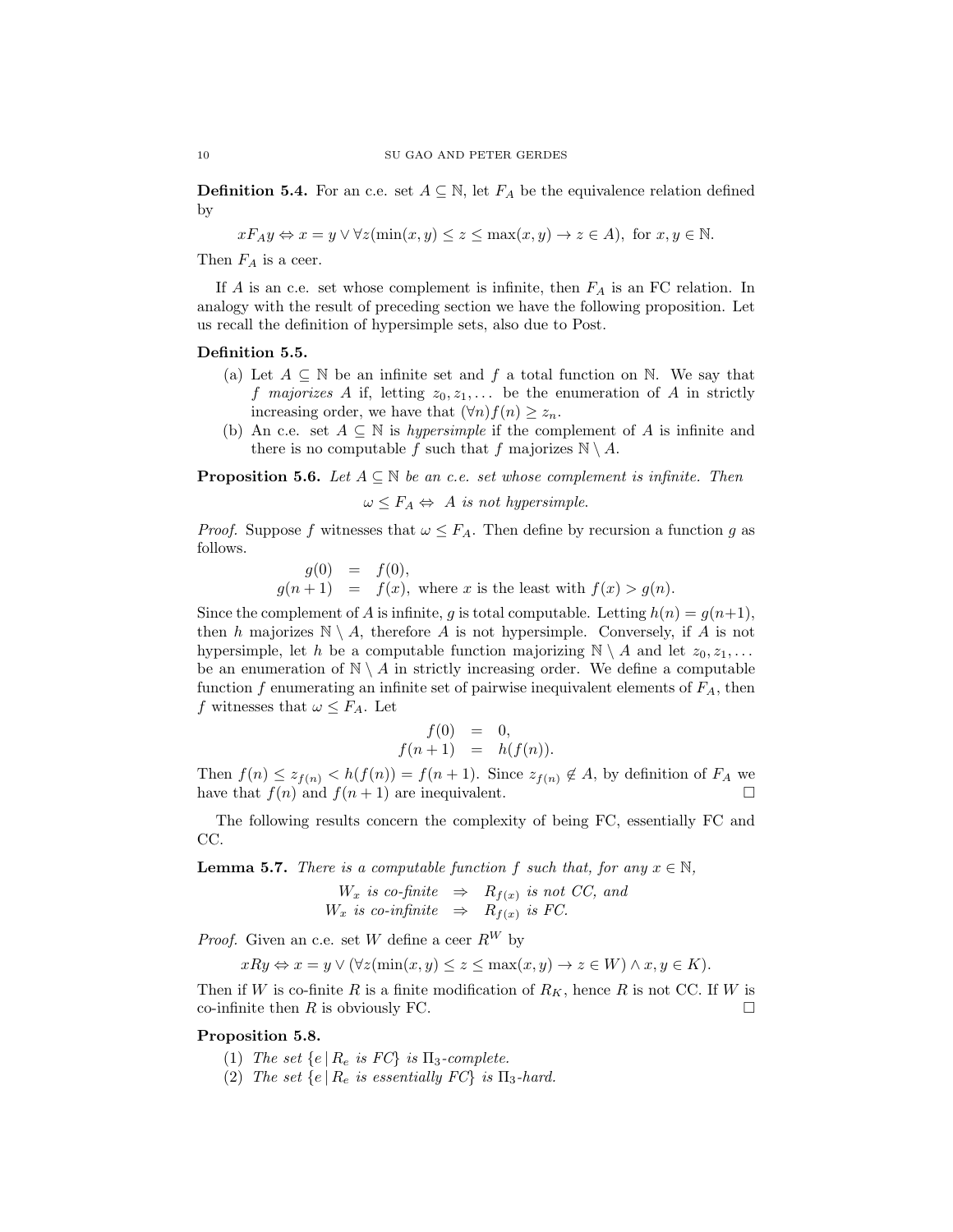**Definition 5.4.** For an c.e. set $A \subseteq \mathbb{N}$, let $F_A$ be the equivalence relation defined by

$$xF_Ay \Leftrightarrow x = y \vee \forall z(\min(x,y) \leq z \leq \max(x,y) \to z \in A), \text{ for } x, y \in \mathbb{N}.$$

Then $F_A$ is a ceer.

If $A$ is an c.e. set whose complement is infinite, then $F_A$ is an FC relation. In analogy with the result of preceding section we have the following proposition. Let us recall the definition of hypersimple sets, also due to Post.

**Definition 5.5.**

(a) Let $A \subseteq \mathbb{N}$ be an infinite set and $f$ a total function on $\mathbb{N}$. We say that $f$ *majorizes* $A$ if, letting $z_0, z_1, \ldots$ be the enumeration of $A$ in strictly increasing order, we have that $(\forall n) f(n) \geq z_n$.

(b) An c.e. set $A \subseteq \mathbb{N}$ is *hypersimple* if the complement of $A$ is infinite and there is no computable $f$ such that $f$ majorizes $\mathbb{N} \setminus A$.

**Proposition 5.6.** *Let $A \subseteq \mathbb{N}$ be an c.e. set whose complement is infinite. Then*

$$\omega \leq F_A \Leftrightarrow A \text{ is not hypersimple.}$$

*Proof.* Suppose $f$ witnesses that $\omega \leq F_A$. Then define by recursion a function $g$ as follows.

$$\begin{aligned} g(0) &= f(0), \\ g(n+1) &= f(x), \text{ where } x \text{ is the least with } f(x) > g(n). \end{aligned}$$

Since the complement of $A$ is infinite, $g$ is total computable. Letting $h(n) = g(n+1)$, then $h$ majorizes $\mathbb{N} \setminus A$, therefore $A$ is not hypersimple. Conversely, if $A$ is not hypersimple, let $h$ be a computable function majorizing $\mathbb{N} \setminus A$ and let $z_0, z_1, \ldots$ be an enumeration of $\mathbb{N} \setminus A$ in strictly increasing order. We define a computable function $f$ enumerating an infinite set of pairwise inequivalent elements of $F_A$, then $f$ witnesses that $\omega \leq F_A$. Let

$$\begin{aligned} f(0) &= 0, \\ f(n+1) &= h(f(n)). \end{aligned}$$

Then $f(n) \leq z_{f(n)} < h(f(n)) = f(n+1)$. Since $z_{f(n)} \notin A$, by definition of $F_A$ we have that $f(n)$ and $f(n+1)$ are inequivalent. $\square$

The following results concern the complexity of being FC, essentially FC and CC.

**Lemma 5.7.** *There is a computable function $f$ such that, for any $x \in \mathbb{N}$,*

$$\begin{aligned} W_x \text{ is co-finite} &\Rightarrow R_{f(x)} \text{ is not CC, and} \\ W_x \text{ is co-infinite} &\Rightarrow R_{f(x)} \text{ is FC.} \end{aligned}$$

*Proof.* Given an c.e. set $W$ define a ceer $R^W$ by

$$xRy \Leftrightarrow x = y \vee (\forall z(\min(x,y) \leq z \leq \max(x,y) \to z \in W) \wedge x, y \in K).$$

Then if $W$ is co-finite $R$ is a finite modification of $R_K$, hence $R$ is not CC. If $W$ is co-infinite then $R$ is obviously FC. $\square$

**Proposition 5.8.**

(1) *The set $\{e \mid R_e \text{ is FC}\}$ is $\Pi_3$-complete.*

(2) *The set $\{e \mid R_e \text{ is essentially FC}\}$ is $\Pi_3$-hard.*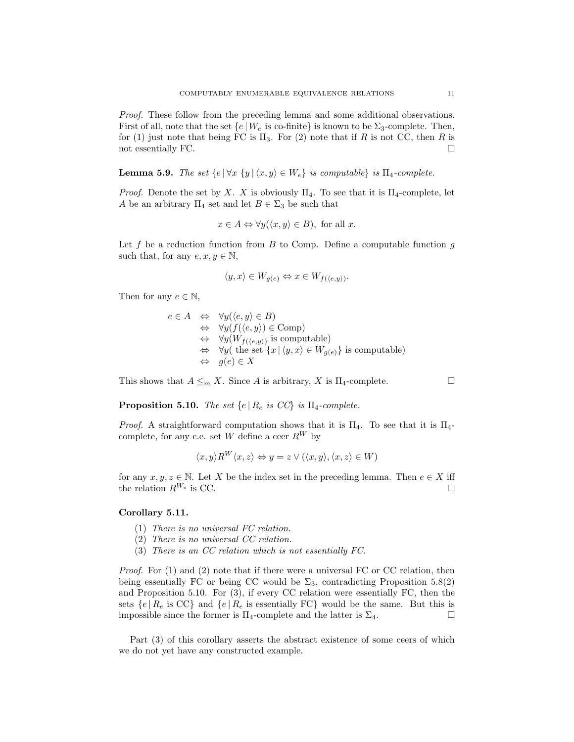*Proof.* These follow from the preceding lemma and some additional observations. First of all, note that the set $\{e \mid W_e \text{ is co-finite}\}$ is known to be $\Sigma_3$-complete. Then, for (1) just note that being FC is $\Pi_3$. For (2) note that if $R$ is not CC, then $R$ is not essentially FC. □

**Lemma 5.9.** *The set $\{e \mid \forall x \ \{y \mid \langle x, y\rangle \in W_e\}$ is computable$\}$ is $\Pi_4$-complete.*

*Proof.* Denote the set by $X$. $X$ is obviously $\Pi_4$. To see that it is $\Pi_4$-complete, let $A$ be an arbitrary $\Pi_4$ set and let $B \in \Sigma_3$ be such that

$$x \in A \Leftrightarrow \forall y(\langle x, y\rangle \in B), \text{ for all } x.$$

Let $f$ be a reduction function from $B$ to Comp. Define a computable function $g$ such that, for any $e, x, y \in \mathbb{N}$,

$$\langle y, x\rangle \in W_{g(e)} \Leftrightarrow x \in W_{f(\langle e,y\rangle)}.$$

Then for any $e \in \mathbb{N}$,

$$\begin{aligned}
e \in A &\Leftrightarrow \forall y(\langle e, y\rangle \in B) \\
&\Leftrightarrow \forall y(f(\langle e, y\rangle) \in \text{Comp}) \\
&\Leftrightarrow \forall y(W_{f(\langle e,y\rangle)} \text{ is computable}) \\
&\Leftrightarrow \forall y(\text{ the set } \{x \mid \langle y, x\rangle \in W_{g(e)}\} \text{ is computable}) \\
&\Leftrightarrow g(e) \in X
\end{aligned}$$

This shows that $A \leq_m X$. Since $A$ is arbitrary, $X$ is $\Pi_4$-complete. □

**Proposition 5.10.** *The set $\{e \mid R_e$ is CC$\}$ is $\Pi_4$-complete.*

*Proof.* A straightforward computation shows that it is $\Pi_4$. To see that it is $\Pi_4$-complete, for any c.e. set $W$ define a ceer $R^W$ by

$$\langle x, y\rangle R^W \langle x, z\rangle \Leftrightarrow y = z \vee (\langle x, y\rangle, \langle x, z\rangle \in W)$$

for any $x, y, z \in \mathbb{N}$. Let $X$ be the index set in the preceding lemma. Then $e \in X$ iff the relation $R^{W_e}$ is CC. □

**Corollary 5.11.**

(1) *There is no universal FC relation.*
(2) *There is no universal CC relation.*
(3) *There is an CC relation which is not essentially FC.*

*Proof.* For (1) and (2) note that if there were a universal FC or CC relation, then being essentially FC or being CC would be $\Sigma_3$, contradicting Proposition 5.8(2) and Proposition 5.10. For (3), if every CC relation were essentially FC, then the sets $\{e \mid R_e \text{ is CC}\}$ and $\{e \mid R_e \text{ is essentially FC}\}$ would be the same. But this is impossible since the former is $\Pi_4$-complete and the latter is $\Sigma_4$. □

Part (3) of this corollary asserts the abstract existence of some ceers of which we do not yet have any constructed example.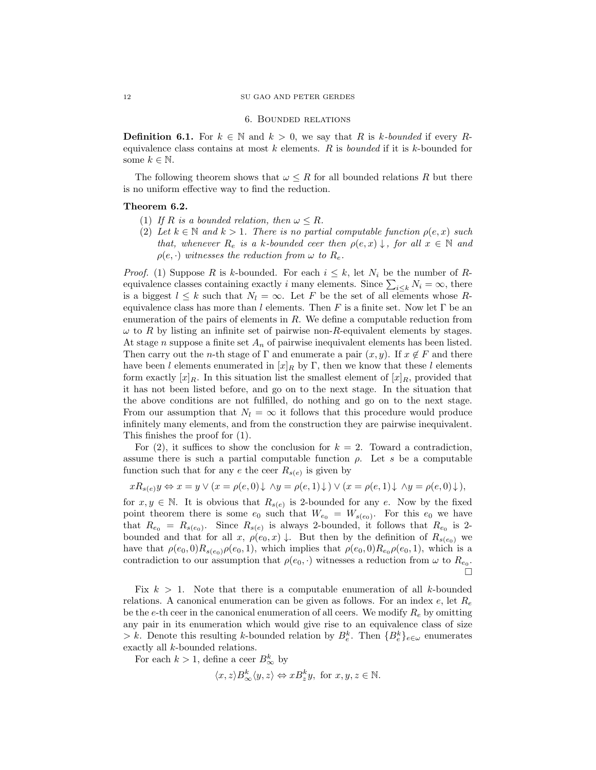## 6. Bounded relations

**Definition 6.1.** For $k \in \mathbb{N}$ and $k > 0$, we say that $R$ is *$k$-bounded* if every $R$-equivalence class contains at most $k$ elements. $R$ is *bounded* if it is $k$-bounded for some $k \in \mathbb{N}$.

The following theorem shows that $\omega \leq R$ for all bounded relations $R$ but there is no uniform effective way to find the reduction.

**Theorem 6.2.**

1. *If $R$ is a bounded relation, then $\omega \leq R$.*
2. *Let $k \in \mathbb{N}$ and $k > 1$. There is no partial computable function $\rho(e, x)$ such that, whenever $R_e$ is a $k$-bounded ceer then $\rho(e, x)\downarrow$, for all $x \in \mathbb{N}$ and $\rho(e, \cdot)$ witnesses the reduction from $\omega$ to $R_e$.*

*Proof.* (1) Suppose $R$ is $k$-bounded. For each $i \leq k$, let $N_i$ be the number of $R$-equivalence classes containing exactly $i$ many elements. Since $\sum_{i \leq k} N_i = \infty$, there is a biggest $l \leq k$ such that $N_l = \infty$. Let $F$ be the set of all elements whose $R$-equivalence class has more than $l$ elements. Then $F$ is a finite set. Now let $\Gamma$ be an enumeration of the pairs of elements in $R$. We define a computable reduction from $\omega$ to $R$ by listing an infinite set of pairwise non-$R$-equivalent elements by stages. At stage $n$ suppose a finite set $A_n$ of pairwise inequivalent elements has been listed. Then carry out the $n$-th stage of $\Gamma$ and enumerate a pair $(x, y)$. If $x \notin F$ and there have been $l$ elements enumerated in $[x]_R$ by $\Gamma$, then we know that these $l$ elements form exactly $[x]_R$. In this situation list the smallest element of $[x]_R$, provided that it has not been listed before, and go on to the next stage. In the situation that the above conditions are not fulfilled, do nothing and go on to the next stage. From our assumption that $N_l = \infty$ it follows that this procedure would produce infinitely many elements, and from the construction they are pairwise inequivalent. This finishes the proof for (1).

For (2), it suffices to show the conclusion for $k = 2$. Toward a contradiction, assume there is such a partial computable function $\rho$. Let $s$ be a computable function such that for any $e$ the ceer $R_{s(e)}$ is given by

$$xR_{s(e)}y \Leftrightarrow x = y \vee (x = \rho(e,0)\downarrow \wedge y = \rho(e,1)\downarrow) \vee (x = \rho(e,1)\downarrow \wedge y = \rho(e,0)\downarrow),$$

for $x, y \in \mathbb{N}$. It is obvious that $R_{s(e)}$ is 2-bounded for any $e$. Now by the fixed point theorem there is some $e_0$ such that $W_{e_0} = W_{s(e_0)}$. For this $e_0$ we have that $R_{e_0} = R_{s(e_0)}$. Since $R_{s(e)}$ is always 2-bounded, it follows that $R_{e_0}$ is 2-bounded and that for all $x$, $\rho(e_0, x)\downarrow$. But then by the definition of $R_{s(e_0)}$ we have that $\rho(e_0, 0)R_{s(e_0)}\rho(e_0, 1)$, which implies that $\rho(e_0, 0)R_{e_0}\rho(e_0, 1)$, which is a contradiction to our assumption that $\rho(e_0, \cdot)$ witnesses a reduction from $\omega$ to $R_{e_0}$. $\square$

Fix $k > 1$. Note that there is a computable enumeration of all $k$-bounded relations. A canonical enumeration can be given as follows. For an index $e$, let $R_e$ be the $e$-th ceer in the canonical enumeration of all ceers. We modify $R_e$ by omitting any pair in its enumeration which would give rise to an equivalence class of size $> k$. Denote this resulting $k$-bounded relation by $B_e^k$. Then $\{B_e^k\}_{e \in \omega}$ enumerates exactly all $k$-bounded relations.

For each $k > 1$, define a ceer $B_\infty^k$ by

$$\langle x, z\rangle B_\infty^k \langle y, z\rangle \Leftrightarrow xB_z^k y, \text{ for } x, y, z \in \mathbb{N}.$$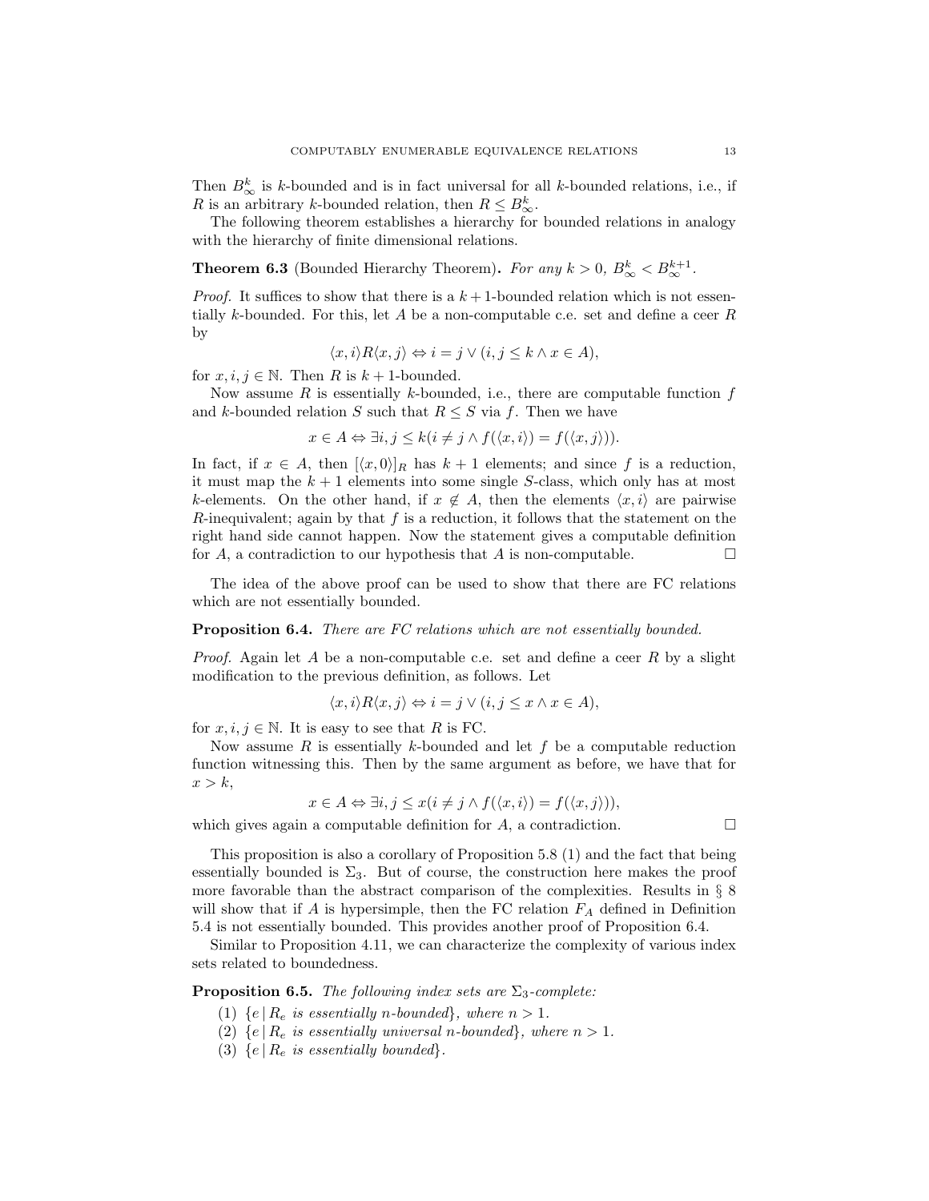Then $B^k_\infty$ is $k$-bounded and is in fact universal for all $k$-bounded relations, i.e., if $R$ is an arbitrary $k$-bounded relation, then $R \leq B^k_\infty$.

The following theorem establishes a hierarchy for bounded relations in analogy with the hierarchy of finite dimensional relations.

**Theorem 6.3** (Bounded Hierarchy Theorem)**.** *For any $k > 0$, $B^k_\infty < B^{k+1}_\infty$.*

*Proof.* It suffices to show that there is a $k+1$-bounded relation which is not essentially $k$-bounded. For this, let $A$ be a non-computable c.e. set and define a ceer $R$ by

$$\langle x, i\rangle R \langle x, j\rangle \Leftrightarrow i = j \vee (i, j \leq k \wedge x \in A),$$

for $x, i, j \in \mathbb{N}$. Then $R$ is $k+1$-bounded.

Now assume $R$ is essentially $k$-bounded, i.e., there are computable function $f$ and $k$-bounded relation $S$ such that $R \leq S$ via $f$. Then we have

$$x \in A \Leftrightarrow \exists i, j \leq k (i \neq j \wedge f(\langle x, i\rangle) = f(\langle x, j\rangle)).$$

In fact, if $x \in A$, then $[\langle x, 0\rangle]_R$ has $k+1$ elements; and since $f$ is a reduction, it must map the $k+1$ elements into some single $S$-class, which only has at most $k$-elements. On the other hand, if $x \notin A$, then the elements $\langle x, i\rangle$ are pairwise $R$-inequivalent; again by that $f$ is a reduction, it follows that the statement on the right hand side cannot happen. Now the statement gives a computable definition for $A$, a contradiction to our hypothesis that $A$ is non-computable. □

The idea of the above proof can be used to show that there are FC relations which are not essentially bounded.

**Proposition 6.4.** *There are FC relations which are not essentially bounded.*

*Proof.* Again let $A$ be a non-computable c.e. set and define a ceer $R$ by a slight modification to the previous definition, as follows. Let

$$\langle x, i\rangle R \langle x, j\rangle \Leftrightarrow i = j \vee (i, j \leq x \wedge x \in A),$$

for $x, i, j \in \mathbb{N}$. It is easy to see that $R$ is FC.

Now assume $R$ is essentially $k$-bounded and let $f$ be a computable reduction function witnessing this. Then by the same argument as before, we have that for $x > k$,

$$x \in A \Leftrightarrow \exists i, j \leq x (i \neq j \wedge f(\langle x, i\rangle) = f(\langle x, j\rangle)),$$

which gives again a computable definition for $A$, a contradiction. □

This proposition is also a corollary of Proposition 5.8 (1) and the fact that being essentially bounded is $\Sigma_3$. But of course, the construction here makes the proof more favorable than the abstract comparison of the complexities. Results in § 8 will show that if $A$ is hypersimple, then the FC relation $F_A$ defined in Definition 5.4 is not essentially bounded. This provides another proof of Proposition 6.4.

Similar to Proposition 4.11, we can characterize the complexity of various index sets related to boundedness.

**Proposition 6.5.** *The following index sets are $\Sigma_3$-complete:*

1. $\{e \mid R_e$ *is essentially $n$-bounded*$\}$, *where $n > 1$.*
2. $\{e \mid R_e$ *is essentially universal $n$-bounded*$\}$, *where $n > 1$.*
3. $\{e \mid R_e$ *is essentially bounded*$\}$.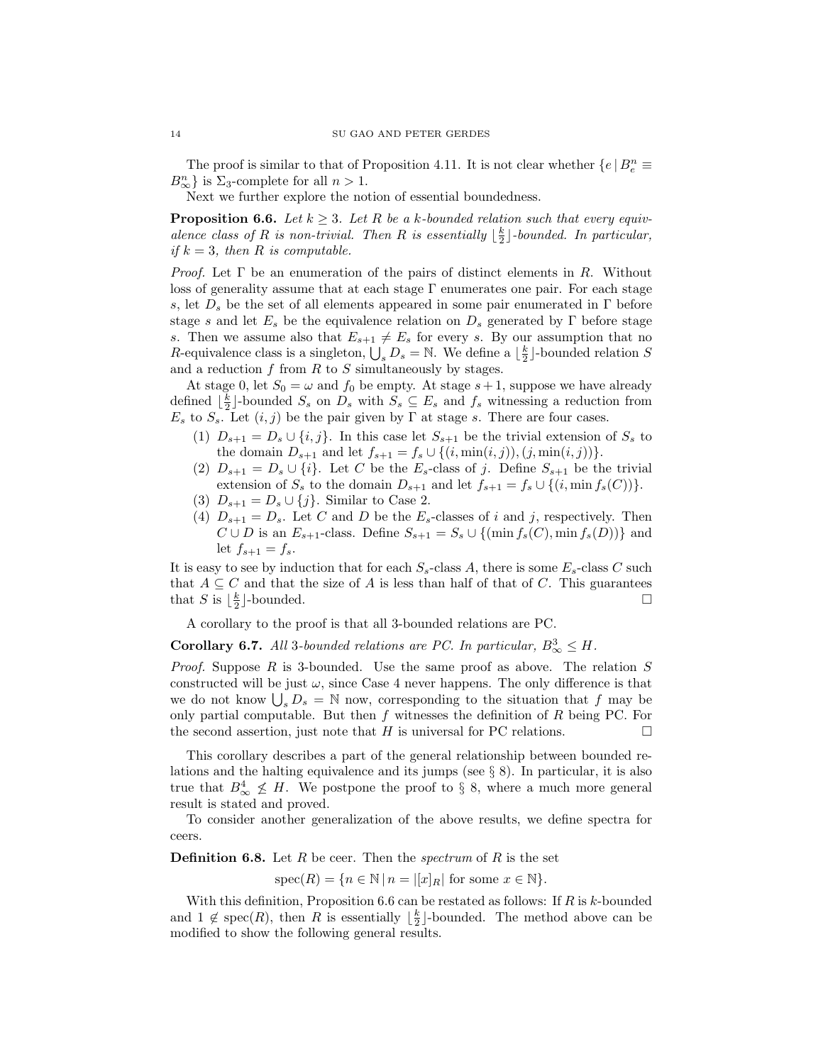The proof is similar to that of Proposition 4.11. It is not clear whether $\{e \mid B_e^n \equiv B_\infty^n\}$ is $\Sigma_3$-complete for all $n > 1$.

Next we further explore the notion of essential boundedness.

**Proposition 6.6.** *Let $k \geq 3$. Let $R$ be a $k$-bounded relation such that every equivalence class of $R$ is non-trivial. Then $R$ is essentially $\lfloor \frac{k}{2} \rfloor$-bounded. In particular, if $k = 3$, then $R$ is computable.*

*Proof.* Let $\Gamma$ be an enumeration of the pairs of distinct elements in $R$. Without loss of generality assume that at each stage $\Gamma$ enumerates one pair. For each stage $s$, let $D_s$ be the set of all elements appeared in some pair enumerated in $\Gamma$ before stage $s$ and let $E_s$ be the equivalence relation on $D_s$ generated by $\Gamma$ before stage $s$. Then we assume also that $E_{s+1} \neq E_s$ for every $s$. By our assumption that no $R$-equivalence class is a singleton, $\bigcup_s D_s = \mathbb{N}$. We define a $\lfloor \frac{k}{2} \rfloor$-bounded relation $S$ and a reduction $f$ from $R$ to $S$ simultaneously by stages.

At stage 0, let $S_0 = \omega$ and $f_0$ be empty. At stage $s+1$, suppose we have already defined $\lfloor \frac{k}{2} \rfloor$-bounded $S_s$ on $D_s$ with $S_s \subseteq E_s$ and $f_s$ witnessing a reduction from $E_s$ to $S_s$. Let $(i, j)$ be the pair given by $\Gamma$ at stage $s$. There are four cases.

1. $D_{s+1} = D_s \cup \{i, j\}$. In this case let $S_{s+1}$ be the trivial extension of $S_s$ to the domain $D_{s+1}$ and let $f_{s+1} = f_s \cup \{(i, \min(i,j)), (j, \min(i,j))\}$.
2. $D_{s+1} = D_s \cup \{i\}$. Let $C$ be the $E_s$-class of $j$. Define $S_{s+1}$ be the trivial extension of $S_s$ to the domain $D_{s+1}$ and let $f_{s+1} = f_s \cup \{(i, \min f_s(C))\}$.
3. $D_{s+1} = D_s \cup \{j\}$. Similar to Case 2.
4. $D_{s+1} = D_s$. Let $C$ and $D$ be the $E_s$-classes of $i$ and $j$, respectively. Then $C \cup D$ is an $E_{s+1}$-class. Define $S_{s+1} = S_s \cup \{(\min f_s(C), \min f_s(D))\}$ and let $f_{s+1} = f_s$.

It is easy to see by induction that for each $S_s$-class $A$, there is some $E_s$-class $C$ such that $A \subseteq C$ and that the size of $A$ is less than half of that of $C$. This guarantees that $S$ is $\lfloor \frac{k}{2} \rfloor$-bounded. □

A corollary to the proof is that all 3-bounded relations are PC.

**Corollary 6.7.** *All 3-bounded relations are PC. In particular, $B_\infty^3 \leq H$.*

*Proof.* Suppose $R$ is 3-bounded. Use the same proof as above. The relation $S$ constructed will be just $\omega$, since Case 4 never happens. The only difference is that we do not know $\bigcup_s D_s = \mathbb{N}$ now, corresponding to the situation that $f$ may be only partial computable. But then $f$ witnesses the definition of $R$ being PC. For the second assertion, just note that $H$ is universal for PC relations. □

This corollary describes a part of the general relationship between bounded relations and the halting equivalence and its jumps (see § 8). In particular, it is also true that $B_\infty^4 \not\leq H$. We postpone the proof to § 8, where a much more general result is stated and proved.

To consider another generalization of the above results, we define spectra for ceers.

**Definition 6.8.** Let $R$ be ceer. Then the *spectrum* of $R$ is the set

$$\mathrm{spec}(R) = \{n \in \mathbb{N} \mid n = |[x]_R| \text{ for some } x \in \mathbb{N}\}.$$

With this definition, Proposition 6.6 can be restated as follows: If $R$ is $k$-bounded and $1 \notin \mathrm{spec}(R)$, then $R$ is essentially $\lfloor \frac{k}{2} \rfloor$-bounded. The method above can be modified to show the following general results.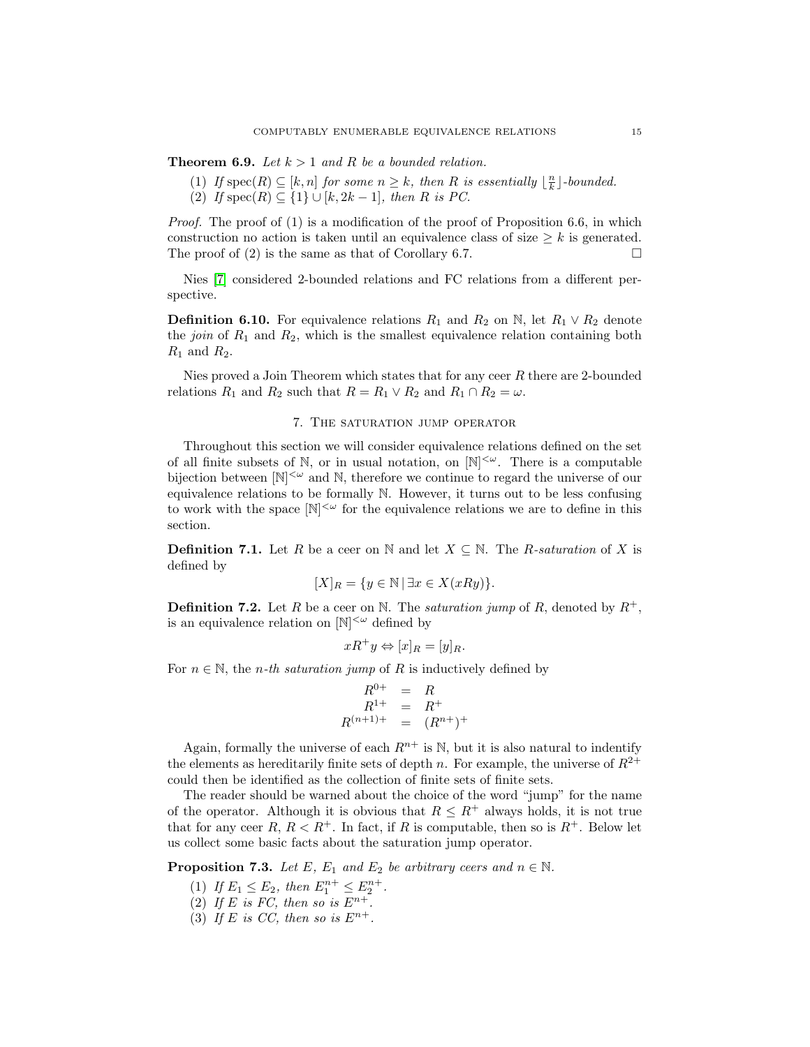**Theorem 6.9.** *Let $k > 1$ and $R$ be a bounded relation.*

1. *If $\text{spec}(R) \subseteq [k, n]$ for some $n \geq k$, then $R$ is essentially $\lfloor \frac{n}{k} \rfloor$-bounded.*
2. *If $\text{spec}(R) \subseteq \{1\} \cup [k, 2k-1]$, then $R$ is PC.*

*Proof.* The proof of (1) is a modification of the proof of Proposition 6.6, in which construction no action is taken until an equivalence class of size $\geq k$ is generated. The proof of (2) is the same as that of Corollary 6.7. □

Nies [7] considered 2-bounded relations and FC relations from a different perspective.

**Definition 6.10.** For equivalence relations $R_1$ and $R_2$ on $\mathbb{N}$, let $R_1 \vee R_2$ denote the *join* of $R_1$ and $R_2$, which is the smallest equivalence relation containing both $R_1$ and $R_2$.

Nies proved a Join Theorem which states that for any ceer $R$ there are 2-bounded relations $R_1$ and $R_2$ such that $R = R_1 \vee R_2$ and $R_1 \cap R_2 = \omega$.

## 7. The saturation jump operator

Throughout this section we will consider equivalence relations defined on the set of all finite subsets of $\mathbb{N}$, or in usual notation, on $[\mathbb{N}]^{<\omega}$. There is a computable bijection between $[\mathbb{N}]^{<\omega}$ and $\mathbb{N}$, therefore we continue to regard the universe of our equivalence relations to be formally $\mathbb{N}$. However, it turns out to be less confusing to work with the space $[\mathbb{N}]^{<\omega}$ for the equivalence relations we are to define in this section.

**Definition 7.1.** Let $R$ be a ceer on $\mathbb{N}$ and let $X \subseteq \mathbb{N}$. The *$R$-saturation* of $X$ is defined by

$$[X]_R = \{y \in \mathbb{N} \,|\, \exists x \in X(xRy)\}.$$

**Definition 7.2.** Let $R$ be a ceer on $\mathbb{N}$. The *saturation jump* of $R$, denoted by $R^+$, is an equivalence relation on $[\mathbb{N}]^{<\omega}$ defined by

$$xR^+y \Leftrightarrow [x]_R = [y]_R.$$

For $n \in \mathbb{N}$, the *$n$-th saturation jump* of $R$ is inductively defined by

$$\begin{aligned} R^{0+} &= R \\ R^{1+} &= R^+ \\ R^{(n+1)+} &= (R^{n+})^+ \end{aligned}$$

Again, formally the universe of each $R^{n+}$ is $\mathbb{N}$, but it is also natural to indentify the elements as hereditarily finite sets of depth $n$. For example, the universe of $R^{2+}$ could then be identified as the collection of finite sets of finite sets.

The reader should be warned about the choice of the word "jump" for the name of the operator. Although it is obvious that $R \leq R^+$ always holds, it is not true that for any ceer $R$, $R < R^+$. In fact, if $R$ is computable, then so is $R^+$. Below let us collect some basic facts about the saturation jump operator.

**Proposition 7.3.** *Let $E$, $E_1$ and $E_2$ be arbitrary ceers and $n \in \mathbb{N}$.*

1. *If $E_1 \leq E_2$, then $E_1^{n+} \leq E_2^{n+}$.*
2. *If $E$ is FC, then so is $E^{n+}$.*
3. *If $E$ is CC, then so is $E^{n+}$.*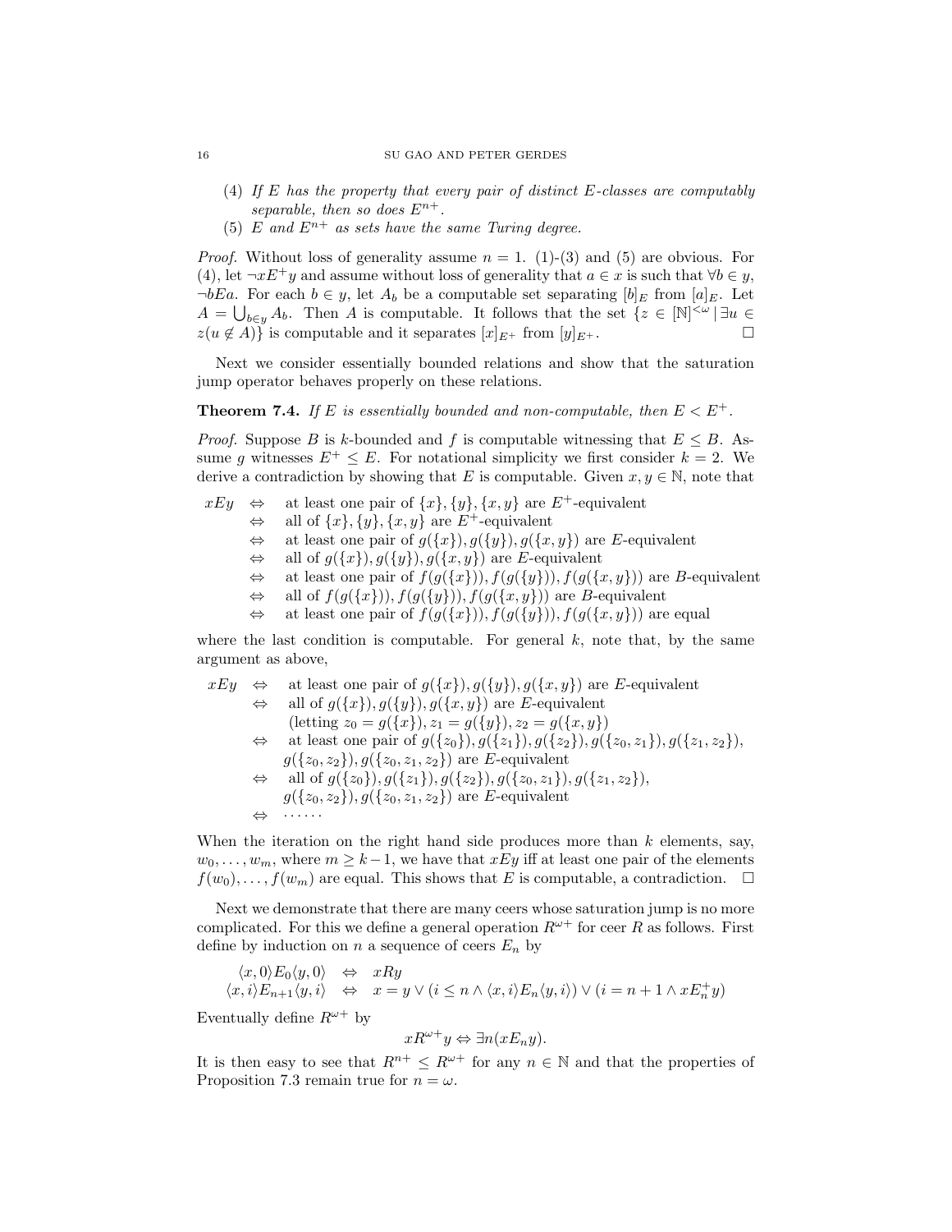(4) *If $E$ has the property that every pair of distinct $E$-classes are computably separable, then so does $E^{n+}$.*

(5) *$E$ and $E^{n+}$ as sets have the same Turing degree.*

*Proof.* Without loss of generality assume $n = 1$. (1)-(3) and (5) are obvious. For (4), let $\neg x E^+ y$ and assume without loss of generality that $a \in x$ is such that $\forall b \in y$, $\neg b E a$. For each $b \in y$, let $A_b$ be a computable set separating $[b]_E$ from $[a]_E$. Let $A = \bigcup_{b\in y} A_b$. Then $A$ is computable. It follows that the set $\{z \in [\mathbb{N}]^{<\omega} \mid \exists u \in z(u \notin A)\}$ is computable and it separates $[x]_{E^+}$ from $[y]_{E^+}$. $\square$

Next we consider essentially bounded relations and show that the saturation jump operator behaves properly on these relations.

**Theorem 7.4.** *If $E$ is essentially bounded and non-computable, then $E < E^+$.*

*Proof.* Suppose $B$ is $k$-bounded and $f$ is computable witnessing that $E \leq B$. Assume $g$ witnesses $E^+ \leq E$. For notational simplicity we first consider $k = 2$. We derive a contradiction by showing that $E$ is computable. Given $x, y \in \mathbb{N}$, note that

$$
\begin{aligned}
xEy \quad &\Leftrightarrow \quad \text{at least one pair of } \{x\}, \{y\}, \{x, y\} \text{ are } E^+\text{-equivalent} \\
&\Leftrightarrow \quad \text{all of } \{x\}, \{y\}, \{x, y\} \text{ are } E^+\text{-equivalent} \\
&\Leftrightarrow \quad \text{at least one pair of } g(\{x\}), g(\{y\}), g(\{x, y\}) \text{ are } E\text{-equivalent} \\
&\Leftrightarrow \quad \text{all of } g(\{x\}), g(\{y\}), g(\{x, y\}) \text{ are } E\text{-equivalent} \\
&\Leftrightarrow \quad \text{at least one pair of } f(g(\{x\})), f(g(\{y\})), f(g(\{x, y\})) \text{ are } B\text{-equivalent} \\
&\Leftrightarrow \quad \text{all of } f(g(\{x\})), f(g(\{y\})), f(g(\{x, y\})) \text{ are } B\text{-equivalent} \\
&\Leftrightarrow \quad \text{at least one pair of } f(g(\{x\})), f(g(\{y\})), f(g(\{x, y\})) \text{ are equal}
\end{aligned}
$$

where the last condition is computable. For general $k$, note that, by the same argument as above,

$$
\begin{aligned}
xEy \quad &\Leftrightarrow \quad \text{at least one pair of } g(\{x\}), g(\{y\}), g(\{x, y\}) \text{ are } E\text{-equivalent} \\
&\Leftrightarrow \quad \text{all of } g(\{x\}), g(\{y\}), g(\{x, y\}) \text{ are } E\text{-equivalent} \\
&\qquad \text{(letting } z_0 = g(\{x\}), z_1 = g(\{y\}), z_2 = g(\{x, y\})) \\
&\Leftrightarrow \quad \text{at least one pair of } g(\{z_0\}), g(\{z_1\}), g(\{z_2\}), g(\{z_0, z_1\}), g(\{z_1, z_2\}), \\
&\qquad g(\{z_0, z_2\}), g(\{z_0, z_1, z_2\}) \text{ are } E\text{-equivalent} \\
&\Leftrightarrow \quad \text{all of } g(\{z_0\}), g(\{z_1\}), g(\{z_2\}), g(\{z_0, z_1\}), g(\{z_1, z_2\}), \\
&\qquad g(\{z_0, z_2\}), g(\{z_0, z_1, z_2\}) \text{ are } E\text{-equivalent} \\
&\Leftrightarrow \quad \cdots\cdots
\end{aligned}
$$

When the iteration on the right hand side produces more than $k$ elements, say, $w_0, \ldots, w_m$, where $m \geq k-1$, we have that $xEy$ iff at least one pair of the elements $f(w_0), \ldots, f(w_m)$ are equal. This shows that $E$ is computable, a contradiction. $\square$

Next we demonstrate that there are many ceers whose saturation jump is no more complicated. For this we define a general operation $R^{\omega+}$ for ceer $R$ as follows. First define by induction on $n$ a sequence of ceers $E_n$ by

$$
\begin{aligned}
\langle x, 0\rangle E_0 \langle y, 0\rangle \quad &\Leftrightarrow \quad xRy \\
\langle x, i\rangle E_{n+1} \langle y, i\rangle \quad &\Leftrightarrow \quad x = y \vee (i \leq n \wedge \langle x, i\rangle E_n \langle y, i\rangle) \vee (i = n+1 \wedge x E_n^+ y)
\end{aligned}
$$

Eventually define $R^{\omega+}$ by

$$
xR^{\omega+}y \Leftrightarrow \exists n(xE_n y).
$$

It is then easy to see that $R^{n+} \leq R^{\omega+}$ for any $n \in \mathbb{N}$ and that the properties of Proposition 7.3 remain true for $n = \omega$.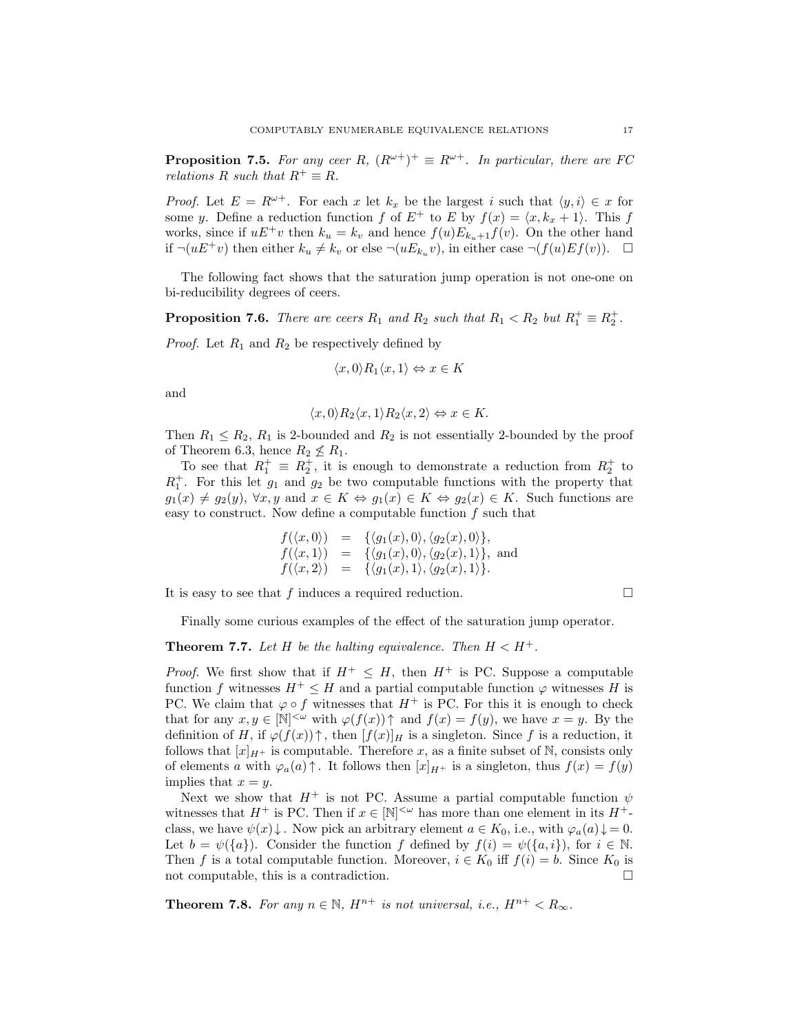**Proposition 7.5.** *For any ceer $R$, $(R^{\omega+})^+ \equiv R^{\omega+}$. In particular, there are FC relations $R$ such that $R^+ \equiv R$.*

*Proof.* Let $E = R^{\omega+}$. For each $x$ let $k_x$ be the largest $i$ such that $\langle y, i\rangle \in x$ for some $y$. Define a reduction function $f$ of $E^+$ to $E$ by $f(x) = \langle x, k_x + 1\rangle$. This $f$ works, since if $uE^+v$ then $k_u = k_v$ and hence $f(u)E_{k_u+1}f(v)$. On the other hand if $\neg(uE^+v)$ then either $k_u \neq k_v$ or else $\neg(uE_{k_u}v)$, in either case $\neg(f(u)Ef(v))$. $\square$

The following fact shows that the saturation jump operation is not one-one on bi-reducibility degrees of ceers.

**Proposition 7.6.** *There are ceers $R_1$ and $R_2$ such that $R_1 < R_2$ but $R_1^+ \equiv R_2^+$.*

*Proof.* Let $R_1$ and $R_2$ be respectively defined by

$$\langle x, 0\rangle R_1 \langle x, 1\rangle \Leftrightarrow x \in K$$

and

$$\langle x, 0\rangle R_2 \langle x, 1\rangle R_2 \langle x, 2\rangle \Leftrightarrow x \in K.$$

Then $R_1 \leq R_2$, $R_1$ is 2-bounded and $R_2$ is not essentially 2-bounded by the proof of Theorem 6.3, hence $R_2 \not\leq R_1$.

To see that $R_1^+ \equiv R_2^+$, it is enough to demonstrate a reduction from $R_2^+$ to $R_1^+$. For this let $g_1$ and $g_2$ be two computable functions with the property that $g_1(x) \neq g_2(y)$, $\forall x, y$ and $x \in K \Leftrightarrow g_1(x) \in K \Leftrightarrow g_2(x) \in K$. Such functions are easy to construct. Now define a computable function $f$ such that

$$\begin{aligned}
f(\langle x, 0\rangle) &= \{\langle g_1(x), 0\rangle, \langle g_2(x), 0\rangle\}, \\
f(\langle x, 1\rangle) &= \{\langle g_1(x), 0\rangle, \langle g_2(x), 1\rangle\}, \text{ and} \\
f(\langle x, 2\rangle) &= \{\langle g_1(x), 1\rangle, \langle g_2(x), 1\rangle\}.
\end{aligned}$$

It is easy to see that $f$ induces a required reduction. $\square$

Finally some curious examples of the effect of the saturation jump operator.

**Theorem 7.7.** *Let $H$ be the halting equivalence. Then $H < H^+$.*

*Proof.* We first show that if $H^+ \leq H$, then $H^+$ is PC. Suppose a computable function $f$ witnesses $H^+ \leq H$ and a partial computable function $\varphi$ witnesses $H$ is PC. We claim that $\varphi \circ f$ witnesses that $H^+$ is PC. For this it is enough to check that for any $x, y \in [\mathbb{N}]^{<\omega}$ with $\varphi(f(x))\uparrow$ and $f(x) = f(y)$, we have $x = y$. By the definition of $H$, if $\varphi(f(x))\uparrow$, then $[f(x)]_H$ is a singleton. Since $f$ is a reduction, it follows that $[x]_{H^+}$ is computable. Therefore $x$, as a finite subset of $\mathbb{N}$, consists only of elements $a$ with $\varphi_a(a)\uparrow$. It follows then $[x]_{H^+}$ is a singleton, thus $f(x) = f(y)$ implies that $x = y$.

Next we show that $H^+$ is not PC. Assume a partial computable function $\psi$ witnesses that $H^+$ is PC. Then if $x \in [\mathbb{N}]^{<\omega}$ has more than one element in its $H^+$-class, we have $\psi(x)\downarrow$. Now pick an arbitrary element $a \in K_0$, i.e., with $\varphi_a(a)\downarrow = 0$. Let $b = \psi(\{a\})$. Consider the function $f$ defined by $f(i) = \psi(\{a, i\})$, for $i \in \mathbb{N}$. Then $f$ is a total computable function. Moreover, $i \in K_0$ iff $f(i) = b$. Since $K_0$ is not computable, this is a contradiction. $\square$

**Theorem 7.8.** *For any $n \in \mathbb{N}$, $H^{n+}$ is not universal, i.e., $H^{n+} < R_\infty$.*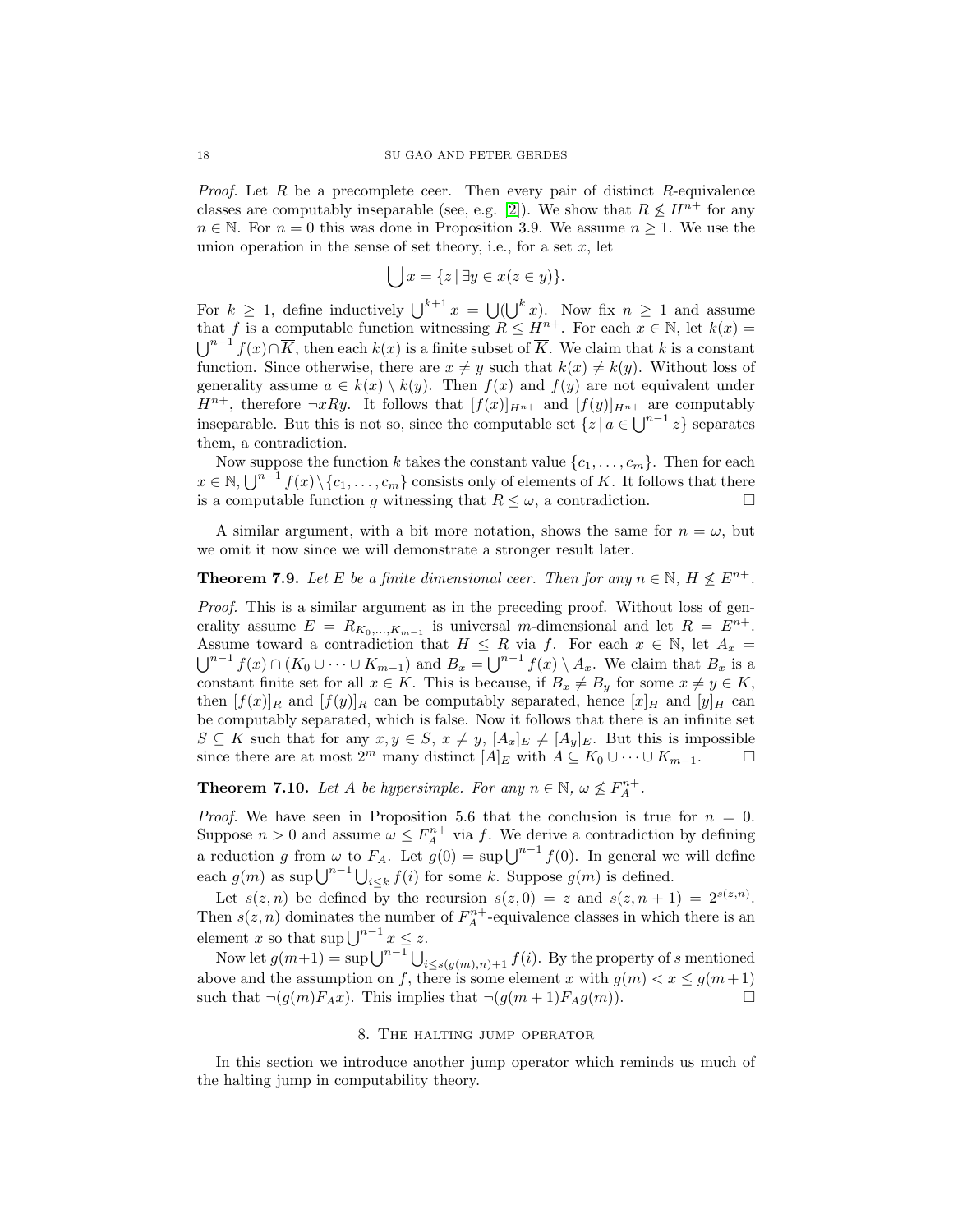*Proof.* Let $R$ be a precomplete ceer. Then every pair of distinct $R$-equivalence classes are computably inseparable (see, e.g. [2]). We show that $R \not\leq H^{n+}$ for any $n \in \mathbb{N}$. For $n = 0$ this was done in Proposition 3.9. We assume $n \geq 1$. We use the union operation in the sense of set theory, i.e., for a set $x$, let

$$\bigcup x = \{z \mid \exists y \in x(z \in y)\}.$$

For $k \geq 1$, define inductively $\bigcup^{k+1} x = \bigcup(\bigcup^k x)$. Now fix $n \geq 1$ and assume that $f$ is a computable function witnessing $R \leq H^{n+}$. For each $x \in \mathbb{N}$, let $k(x) = \bigcup^{n-1} f(x) \cap \overline{K}$, then each $k(x)$ is a finite subset of $\overline{K}$. We claim that $k$ is a constant function. Since otherwise, there are $x \neq y$ such that $k(x) \neq k(y)$. Without loss of generality assume $a \in k(x) \setminus k(y)$. Then $f(x)$ and $f(y)$ are not equivalent under $H^{n+}$, therefore $\neg xRy$. It follows that $[f(x)]_{H^{n+}}$ and $[f(y)]_{H^{n+}}$ are computably inseparable. But this is not so, since the computable set $\{z \mid a \in \bigcup^{n-1} z\}$ separates them, a contradiction.

Now suppose the function $k$ takes the constant value $\{c_1, \ldots, c_m\}$. Then for each $x \in \mathbb{N}, \bigcup^{n-1} f(x) \setminus \{c_1, \ldots, c_m\}$ consists only of elements of $K$. It follows that there is a computable function $g$ witnessing that $R \leq \omega$, a contradiction. $\square$

A similar argument, with a bit more notation, shows the same for $n = \omega$, but we omit it now since we will demonstrate a stronger result later.

**Theorem 7.9.** *Let $E$ be a finite dimensional ceer. Then for any $n \in \mathbb{N}$, $H \not\leq E^{n+}$.*

*Proof.* This is a similar argument as in the preceding proof. Without loss of generality assume $E = R_{K_0,\ldots,K_{m-1}}$ is universal $m$-dimensional and let $R = E^{n+}$. Assume toward a contradiction that $H \leq R$ via $f$. For each $x \in \mathbb{N}$, let $A_x = \bigcup^{n-1} f(x) \cap (K_0 \cup \cdots \cup K_{m-1})$ and $B_x = \bigcup^{n-1} f(x) \setminus A_x$. We claim that $B_x$ is a constant finite set for all $x \in K$. This is because, if $B_x \neq B_y$ for some $x \neq y \in K$, then $[f(x)]_R$ and $[f(y)]_R$ can be computably separated, hence $[x]_H$ and $[y]_H$ can be computably separated, which is false. Now it follows that there is an infinite set $S \subseteq K$ such that for any $x, y \in S$, $x \neq y$, $[A_x]_E \neq [A_y]_E$. But this is impossible since there are at most $2^m$ many distinct $[A]_E$ with $A \subseteq K_0 \cup \cdots \cup K_{m-1}$. $\square$

**Theorem 7.10.** *Let $A$ be hypersimple. For any $n \in \mathbb{N}$, $\omega \not\leq F_A^{n+}$.*

*Proof.* We have seen in Proposition 5.6 that the conclusion is true for $n = 0$. Suppose $n > 0$ and assume $\omega \leq F_A^{n+}$ via $f$. We derive a contradiction by defining a reduction $g$ from $\omega$ to $F_A$. Let $g(0) = \sup \bigcup^{n-1} f(0)$. In general we will define each $g(m)$ as $\sup \bigcup^{n-1} \bigcup_{i \leq k} f(i)$ for some $k$. Suppose $g(m)$ is defined.

Let $s(z,n)$ be defined by the recursion $s(z,0) = z$ and $s(z,n+1) = 2^{s(z,n)}$. Then $s(z,n)$ dominates the number of $F_A^{n+}$-equivalence classes in which there is an element $x$ so that $\sup \bigcup^{n-1} x \leq z$.

Now let $g(m+1) = \sup \bigcup^{n-1} \bigcup_{i \leq s(g(m),n)+1} f(i)$. By the property of $s$ mentioned above and the assumption on $f$, there is some element $x$ with $g(m) < x \leq g(m+1)$ such that $\neg(g(m) F_A x)$. This implies that $\neg(g(m+1) F_A g(m))$. $\square$

## 8. The halting jump operator

In this section we introduce another jump operator which reminds us much of the halting jump in computability theory.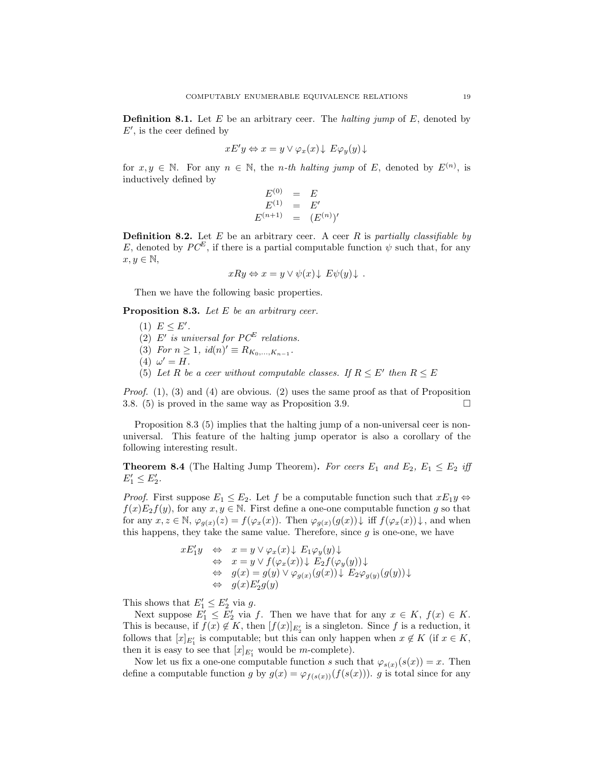**Definition 8.1.** Let $E$ be an arbitrary ceer. The *halting jump* of $E$, denoted by $E'$, is the ceer defined by

$$xE'y \Leftrightarrow x = y \vee \varphi_x(x)\downarrow\ E\varphi_y(y)\downarrow$$

for $x, y \in \mathbb{N}$. For any $n \in \mathbb{N}$, the *n-th halting jump* of $E$, denoted by $E^{(n)}$, is inductively defined by

$$\begin{array}{rcl} E^{(0)} & = & E \\ E^{(1)} & = & E' \\ E^{(n+1)} & = & (E^{(n)})' \end{array}$$

**Definition 8.2.** Let $E$ be an arbitrary ceer. A ceer $R$ is *partially classifiable by* $E$, denoted by $PC^E$, if there is a partial computable function $\psi$ such that, for any $x, y \in \mathbb{N}$,

$$xRy \Leftrightarrow x = y \vee \psi(x)\downarrow\ E\psi(y)\downarrow\ .$$

Then we have the following basic properties.

**Proposition 8.3.** *Let $E$ be an arbitrary ceer.*

1. $E \leq E'$.
2. *$E'$ is universal for $PC^E$ relations.*
3. *For $n \geq 1$, $id(n)' \equiv R_{K_0,\ldots,K_{n-1}}$.*
4. $\omega' = H$.
5. *Let $R$ be a ceer without computable classes. If $R \leq E'$ then $R \leq E$*

*Proof.* (1), (3) and (4) are obvious. (2) uses the same proof as that of Proposition 3.8. (5) is proved in the same way as Proposition 3.9. $\square$

Proposition 8.3 (5) implies that the halting jump of a non-universal ceer is non-universal. This feature of the halting jump operator is also a corollary of the following interesting result.

**Theorem 8.4** (The Halting Jump Theorem)**.** *For ceers $E_1$ and $E_2$, $E_1 \leq E_2$ iff $E_1' \leq E_2'$.*

*Proof.* First suppose $E_1 \leq E_2$. Let $f$ be a computable function such that $xE_1y \Leftrightarrow f(x)E_2f(y)$, for any $x, y \in \mathbb{N}$. First define a one-one computable function $g$ so that for any $x, z \in \mathbb{N}$, $\varphi_{g(x)}(z) = f(\varphi_x(x))$. Then $\varphi_{g(x)}(g(x))\downarrow$ iff $f(\varphi_x(x))\downarrow$, and when this happens, they take the same value. Therefore, since $g$ is one-one, we have

$$\begin{array}{rcl} xE_1'y & \Leftrightarrow & x = y \vee \varphi_x(x)\downarrow\ E_1\varphi_y(y)\downarrow \\ & \Leftrightarrow & x = y \vee f(\varphi_x(x))\downarrow\ E_2 f(\varphi_y(y))\downarrow \\ & \Leftrightarrow & g(x) = g(y) \vee \varphi_{g(x)}(g(x))\downarrow\ E_2\varphi_{g(y)}(g(y))\downarrow \\ & \Leftrightarrow & g(x)E_2'g(y) \end{array}$$

This shows that $E_1' \leq E_2'$ via $g$.

Next suppose $E_1' \leq E_2'$ via $f$. Then we have that for any $x \in K$, $f(x) \in K$. This is because, if $f(x) \notin K$, then $[f(x)]_{E_2'}$ is a singleton. Since $f$ is a reduction, it follows that $[x]_{E_1'}$ is computable; but this can only happen when $x \notin K$ (if $x \in K$, then it is easy to see that $[x]_{E_1'}$ would be $m$-complete).

Now let us fix a one-one computable function $s$ such that $\varphi_{s(x)}(s(x)) = x$. Then define a computable function $g$ by $g(x) = \varphi_{f(s(x))}(f(s(x)))$. $g$ is total since for any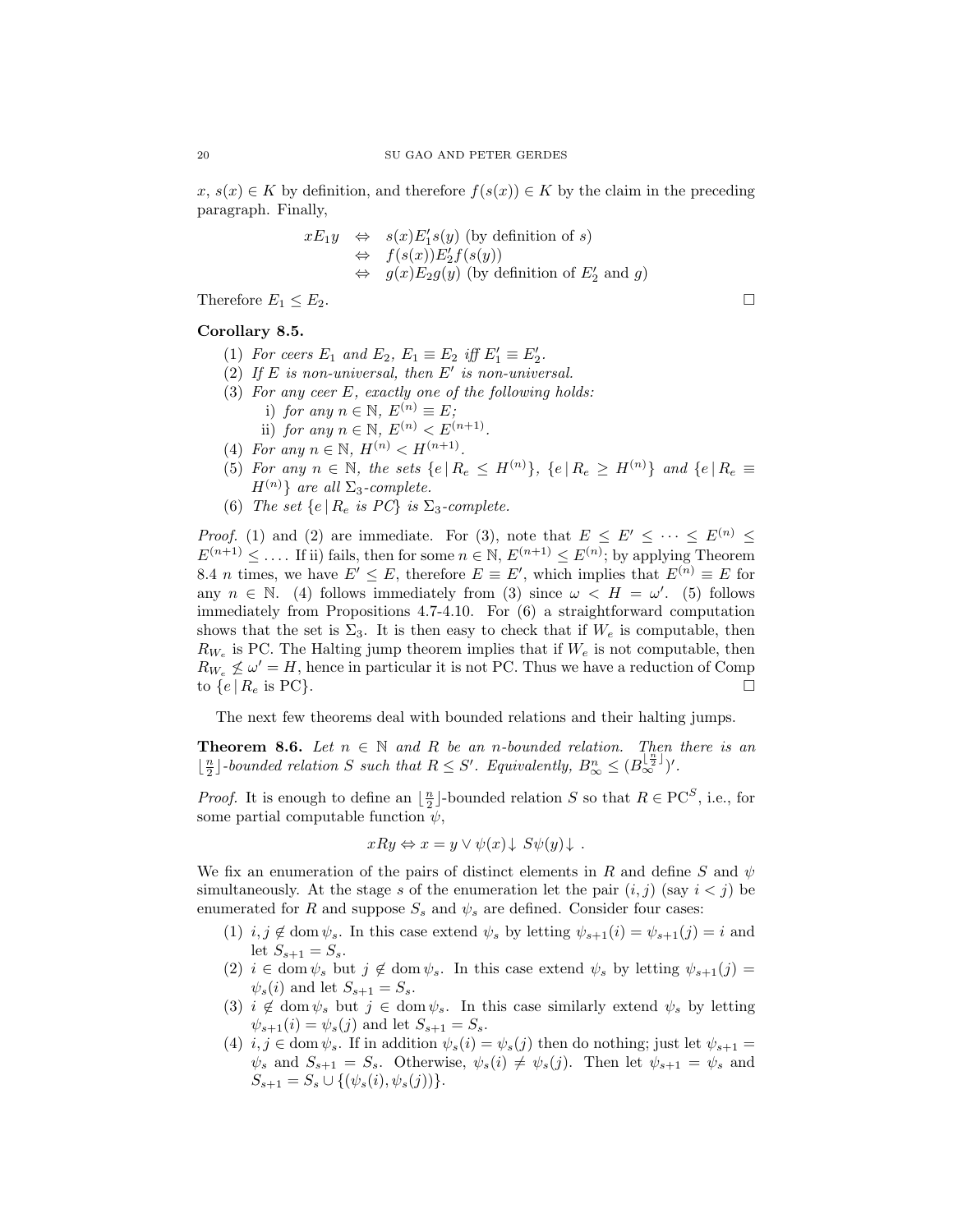$x$, $s(x) \in K$ by definition, and therefore $f(s(x)) \in K$ by the claim in the preceding paragraph. Finally,

$$
\begin{aligned}
xE_1y &\Leftrightarrow s(x)E_1's(y) \text{ (by definition of } s\text{)} \\
&\Leftrightarrow f(s(x))E_2'f(s(y)) \\
&\Leftrightarrow g(x)E_2g(y) \text{ (by definition of } E_2' \text{ and } g\text{)}
\end{aligned}
$$

Therefore $E_1 \leq E_2$. □

**Corollary 8.5.**

1. *For ceers $E_1$ and $E_2$, $E_1 \equiv E_2$ iff $E_1' \equiv E_2'$.*
2. *If $E$ is non-universal, then $E'$ is non-universal.*
3. *For any ceer $E$, exactly one of the following holds:*
   i) *for any $n \in \mathbb{N}$, $E^{(n)} \equiv E$;*
   ii) *for any $n \in \mathbb{N}$, $E^{(n)} < E^{(n+1)}$.*
4. *For any $n \in \mathbb{N}$, $H^{(n)} < H^{(n+1)}$.*
5. *For any $n \in \mathbb{N}$, the sets $\{e \,|\, R_e \leq H^{(n)}\}$, $\{e \,|\, R_e \geq H^{(n)}\}$ and $\{e \,|\, R_e \equiv H^{(n)}\}$ are all $\Sigma_3$-complete.*
6. *The set $\{e \,|\, R_e \text{ is PC}\}$ is $\Sigma_3$-complete.*

*Proof.* (1) and (2) are immediate. For (3), note that $E \leq E' \leq \cdots \leq E^{(n)} \leq E^{(n+1)} \leq \ldots$. If ii) fails, then for some $n \in \mathbb{N}$, $E^{(n+1)} \leq E^{(n)}$; by applying Theorem 8.4 $n$ times, we have $E' \leq E$, therefore $E \equiv E'$, which implies that $E^{(n)} \equiv E$ for any $n \in \mathbb{N}$. (4) follows immediately from (3) since $\omega < H = \omega'$. (5) follows immediately from Propositions 4.7-4.10. For (6) a straightforward computation shows that the set is $\Sigma_3$. It is then easy to check that if $W_e$ is computable, then $R_{W_e}$ is PC. The Halting jump theorem implies that if $W_e$ is not computable, then $R_{W_e} \not\leq \omega' = H$, hence in particular it is not PC. Thus we have a reduction of Comp to $\{e \,|\, R_e \text{ is PC}\}$. □

The next few theorems deal with bounded relations and their halting jumps.

**Theorem 8.6.** *Let $n \in \mathbb{N}$ and $R$ be an $n$-bounded relation. Then there is an $\lfloor \frac{n}{2} \rfloor$-bounded relation $S$ such that $R \leq S'$. Equivalently, $B^n_\infty \leq (B^{\lfloor \frac{n}{2} \rfloor}_\infty)'$.*

*Proof.* It is enough to define an $\lfloor \frac{n}{2} \rfloor$-bounded relation $S$ so that $R \in \text{PC}^S$, i.e., for some partial computable function $\psi$,

$$xRy \Leftrightarrow x = y \vee \psi(x)\!\downarrow\, S\psi(y)\!\downarrow\ .$$

We fix an enumeration of the pairs of distinct elements in $R$ and define $S$ and $\psi$ simultaneously. At the stage $s$ of the enumeration let the pair $(i, j)$ (say $i < j$) be enumerated for $R$ and suppose $S_s$ and $\psi_s$ are defined. Consider four cases:

1. $i, j \notin \operatorname{dom} \psi_s$. In this case extend $\psi_s$ by letting $\psi_{s+1}(i) = \psi_{s+1}(j) = i$ and let $S_{s+1} = S_s$.
2. $i \in \operatorname{dom} \psi_s$ but $j \notin \operatorname{dom} \psi_s$. In this case extend $\psi_s$ by letting $\psi_{s+1}(j) = \psi_s(i)$ and let $S_{s+1} = S_s$.
3. $i \notin \operatorname{dom} \psi_s$ but $j \in \operatorname{dom} \psi_s$. In this case similarly extend $\psi_s$ by letting $\psi_{s+1}(i) = \psi_s(j)$ and let $S_{s+1} = S_s$.
4. $i, j \in \operatorname{dom} \psi_s$. If in addition $\psi_s(i) = \psi_s(j)$ then do nothing; just let $\psi_{s+1} = \psi_s$ and $S_{s+1} = S_s$. Otherwise, $\psi_s(i) \neq \psi_s(j)$. Then let $\psi_{s+1} = \psi_s$ and $S_{s+1} = S_s \cup \{(\psi_s(i), \psi_s(j))\}$.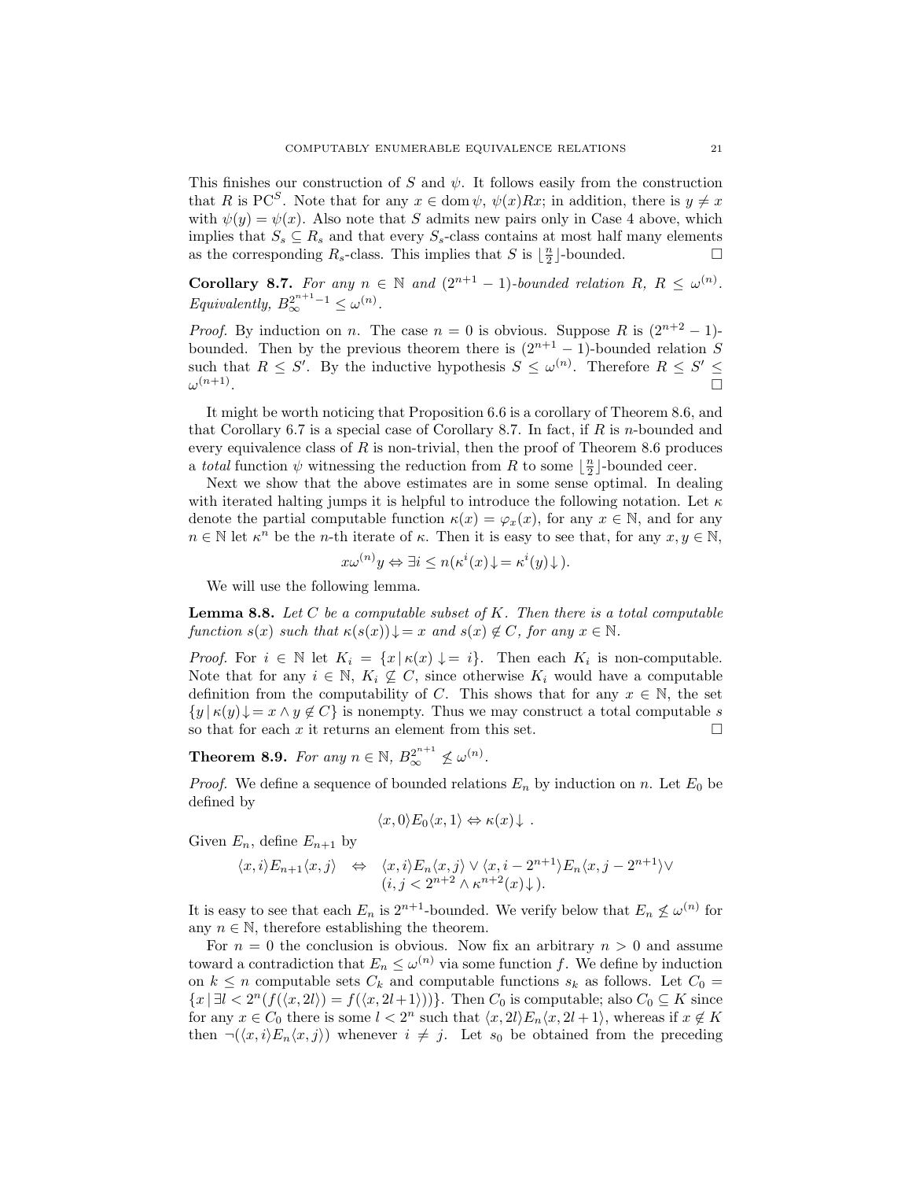This finishes our construction of $S$ and $\psi$. It follows easily from the construction that $R$ is $\mathrm{PC}^S$. Note that for any $x \in \operatorname{dom}\psi$, $\psi(x)Rx$; in addition, there is $y \neq x$ with $\psi(y) = \psi(x)$. Also note that $S$ admits new pairs only in Case 4 above, which implies that $S_s \subseteq R_s$ and that every $S_s$-class contains at most half many elements as the corresponding $R_s$-class. This implies that $S$ is $\lfloor \frac{n}{2} \rfloor$-bounded. $\square$

**Corollary 8.7.** *For any $n \in \mathbb{N}$ and $(2^{n+1}-1)$-bounded relation $R$, $R \leq \omega^{(n)}$. Equivalently, $B_\infty^{2^{n+1}-1} \leq \omega^{(n)}$.*

*Proof.* By induction on $n$. The case $n = 0$ is obvious. Suppose $R$ is $(2^{n+2}-1)$-bounded. Then by the previous theorem there is $(2^{n+1}-1)$-bounded relation $S$ such that $R \leq S'$. By the inductive hypothesis $S \leq \omega^{(n)}$. Therefore $R \leq S' \leq \omega^{(n+1)}$. $\square$

It might be worth noticing that Proposition 6.6 is a corollary of Theorem 8.6, and that Corollary 6.7 is a special case of Corollary 8.7. In fact, if $R$ is $n$-bounded and every equivalence class of $R$ is non-trivial, then the proof of Theorem 8.6 produces a *total* function $\psi$ witnessing the reduction from $R$ to some $\lfloor \frac{n}{2} \rfloor$-bounded ceer.

Next we show that the above estimates are in some sense optimal. In dealing with iterated halting jumps it is helpful to introduce the following notation. Let $\kappa$ denote the partial computable function $\kappa(x) = \varphi_x(x)$, for any $x \in \mathbb{N}$, and for any $n \in \mathbb{N}$ let $\kappa^n$ be the $n$-th iterate of $\kappa$. Then it is easy to see that, for any $x, y \in \mathbb{N}$,

$$x\omega^{(n)}y \Leftrightarrow \exists i \leq n(\kappa^i(x){\downarrow} = \kappa^i(y){\downarrow}).$$

We will use the following lemma.

**Lemma 8.8.** *Let $C$ be a computable subset of $K$. Then there is a total computable function $s(x)$ such that $\kappa(s(x)){\downarrow} = x$ and $s(x) \notin C$, for any $x \in \mathbb{N}$.*

*Proof.* For $i \in \mathbb{N}$ let $K_i = \{x \mid \kappa(x){\downarrow} = i\}$. Then each $K_i$ is non-computable. Note that for any $i \in \mathbb{N}$, $K_i \not\subseteq C$, since otherwise $K_i$ would have a computable definition from the computability of $C$. This shows that for any $x \in \mathbb{N}$, the set $\{y \mid \kappa(y){\downarrow} = x \wedge y \notin C\}$ is nonempty. Thus we may construct a total computable $s$ so that for each $x$ it returns an element from this set. $\square$

**Theorem 8.9.** *For any $n \in \mathbb{N}$, $B_\infty^{2^{n+1}} \not\leq \omega^{(n)}$.*

*Proof.* We define a sequence of bounded relations $E_n$ by induction on $n$. Let $E_0$ be defined by

$$\langle x, 0\rangle E_0 \langle x, 1\rangle \Leftrightarrow \kappa(x){\downarrow}\ .$$

Given $E_n$, define $E_{n+1}$ by

$$\begin{array}{rcl}\langle x, i\rangle E_{n+1} \langle x, j\rangle & \Leftrightarrow & \langle x, i\rangle E_n \langle x, j\rangle \vee \langle x, i - 2^{n+1}\rangle E_n \langle x, j - 2^{n+1}\rangle \vee \\ & & (i, j < 2^{n+2} \wedge \kappa^{n+2}(x){\downarrow}).\end{array}$$

It is easy to see that each $E_n$ is $2^{n+1}$-bounded. We verify below that $E_n \not\leq \omega^{(n)}$ for any $n \in \mathbb{N}$, therefore establishing the theorem.

For $n = 0$ the conclusion is obvious. Now fix an arbitrary $n > 0$ and assume toward a contradiction that $E_n \leq \omega^{(n)}$ via some function $f$. We define by induction on $k \leq n$ computable sets $C_k$ and computable functions $s_k$ as follows. Let $C_0 = \{x \mid \exists l < 2^n (f(\langle x, 2l\rangle) = f(\langle x, 2l+1\rangle))\}$. Then $C_0$ is computable; also $C_0 \subseteq K$ since for any $x \in C_0$ there is some $l < 2^n$ such that $\langle x, 2l\rangle E_n \langle x, 2l+1\rangle$, whereas if $x \notin K$ then $\neg(\langle x, i\rangle E_n \langle x, j\rangle)$ whenever $i \neq j$. Let $s_0$ be obtained from the preceding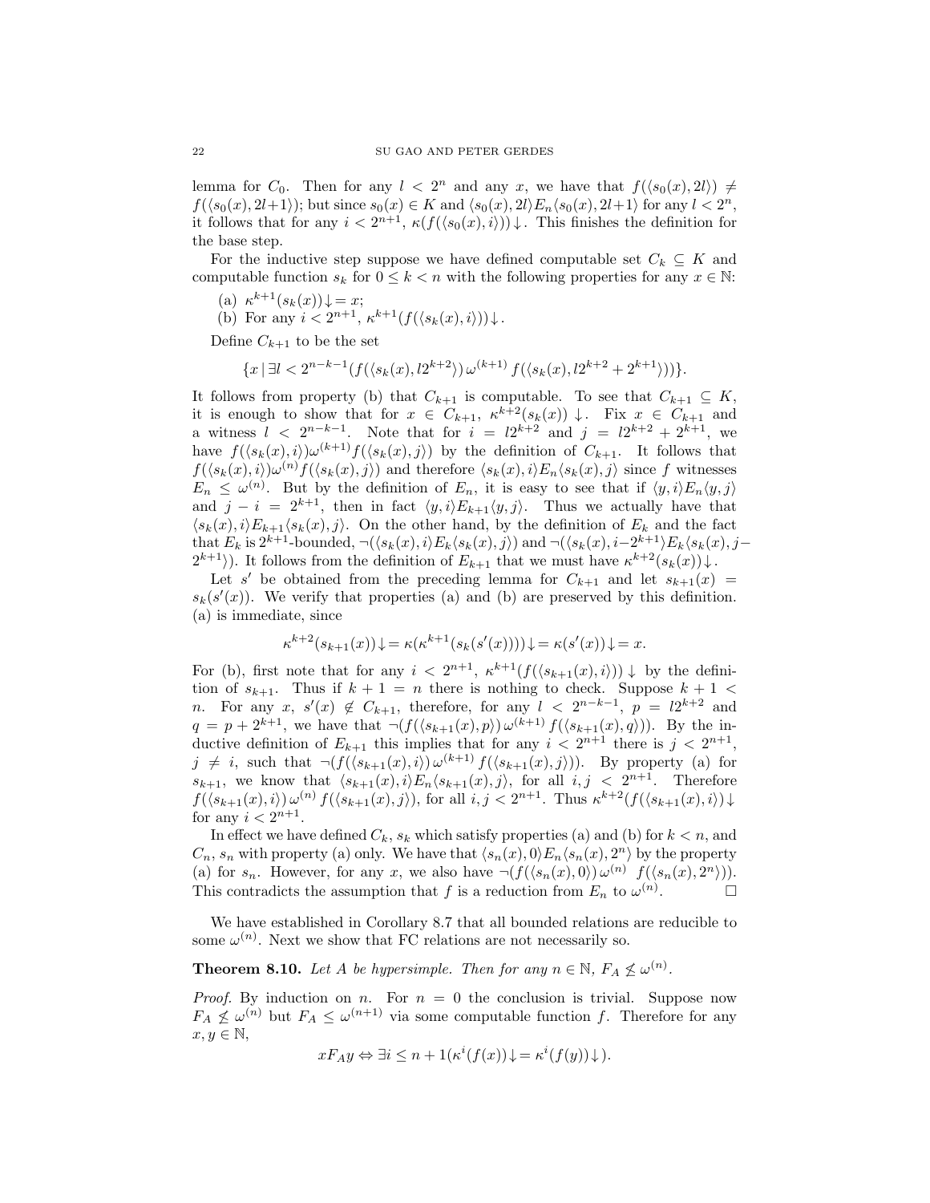lemma for $C_0$. Then for any $l < 2^n$ and any $x$, we have that $f(\langle s_0(x), 2l\rangle) \neq f(\langle s_0(x), 2l+1\rangle)$; but since $s_0(x) \in K$ and $\langle s_0(x), 2l\rangle E_n \langle s_0(x), 2l+1\rangle$ for any $l < 2^n$, it follows that for any $i < 2^{n+1}$, $\kappa(f(\langle s_0(x), i\rangle))\downarrow$. This finishes the definition for the base step.

For the inductive step suppose we have defined computable set $C_k \subseteq K$ and computable function $s_k$ for $0 \leq k < n$ with the following properties for any $x \in \mathbb{N}$:

(a) $\kappa^{k+1}(s_k(x))\downarrow = x$;
(b) For any $i < 2^{n+1}$, $\kappa^{k+1}(f(\langle s_k(x), i\rangle))\downarrow$.

Define $C_{k+1}$ to be the set

$$\{x \mid \exists l < 2^{n-k-1}(f(\langle s_k(x), l2^{k+2}\rangle)\, \omega^{(k+1)}\, f(\langle s_k(x), l2^{k+2} + 2^{k+1}\rangle))\}.$$

It follows from property (b) that $C_{k+1}$ is computable. To see that $C_{k+1} \subseteq K$, it is enough to show that for $x \in C_{k+1}$, $\kappa^{k+2}(s_k(x))\downarrow$. Fix $x \in C_{k+1}$ and a witness $l < 2^{n-k-1}$. Note that for $i = l2^{k+2}$ and $j = l2^{k+2} + 2^{k+1}$, we have $f(\langle s_k(x), i\rangle)\omega^{(k+1)} f(\langle s_k(x), j\rangle)$ by the definition of $C_{k+1}$. It follows that $f(\langle s_k(x), i\rangle)\omega^{(n)} f(\langle s_k(x), j\rangle)$ and therefore $\langle s_k(x), i\rangle E_n \langle s_k(x), j\rangle$ since $f$ witnesses $E_n \leq \omega^{(n)}$. But by the definition of $E_n$, it is easy to see that if $\langle y, i\rangle E_n \langle y, j\rangle$ and $j - i = 2^{k+1}$, then in fact $\langle y, i\rangle E_{k+1} \langle y, j\rangle$. Thus we actually have that $\langle s_k(x), i\rangle E_{k+1} \langle s_k(x), j\rangle$. On the other hand, by the definition of $E_k$ and the fact that $E_k$ is $2^{k+1}$-bounded, $\neg(\langle s_k(x), i\rangle E_k \langle s_k(x), j\rangle)$ and $\neg(\langle s_k(x), i-2^{k+1}\rangle E_k \langle s_k(x), j-2^{k+1}\rangle)$. It follows from the definition of $E_{k+1}$ that we must have $\kappa^{k+2}(s_k(x))\downarrow$.

Let $s'$ be obtained from the preceding lemma for $C_{k+1}$ and let $s_{k+1}(x) = s_k(s'(x))$. We verify that properties (a) and (b) are preserved by this definition. (a) is immediate, since

$$\kappa^{k+2}(s_{k+1}(x))\downarrow = \kappa(\kappa^{k+1}(s_k(s'(x))))\downarrow = \kappa(s'(x))\downarrow = x.$$

For (b), first note that for any $i < 2^{n+1}$, $\kappa^{k+1}(f(\langle s_{k+1}(x), i\rangle))\downarrow$ by the definition of $s_{k+1}$. Thus if $k+1 = n$ there is nothing to check. Suppose $k+1 < n$. For any $x$, $s'(x) \notin C_{k+1}$, therefore, for any $l < 2^{n-k-1}$, $p = l2^{k+2}$ and $q = p + 2^{k+1}$, we have that $\neg(f(\langle s_{k+1}(x), p\rangle)\, \omega^{(k+1)}\, f(\langle s_{k+1}(x), q\rangle))$. By the inductive definition of $E_{k+1}$ this implies that for any $i < 2^{n+1}$ there is $j < 2^{n+1}$, $j \neq i$, such that $\neg(f(\langle s_{k+1}(x), i\rangle)\, \omega^{(k+1)}\, f(\langle s_{k+1}(x), j\rangle))$. By property (a) for $s_{k+1}$, we know that $\langle s_{k+1}(x), i\rangle E_n \langle s_{k+1}(x), j\rangle$, for all $i, j < 2^{n+1}$. Therefore $f(\langle s_{k+1}(x), i\rangle)\, \omega^{(n)}\, f(\langle s_{k+1}(x), j\rangle)$, for all $i, j < 2^{n+1}$. Thus $\kappa^{k+2}(f(\langle s_{k+1}(x), i\rangle)\downarrow$ for any $i < 2^{n+1}$.

In effect we have defined $C_k$, $s_k$ which satisfy properties (a) and (b) for $k < n$, and $C_n$, $s_n$ with property (a) only. We have that $\langle s_n(x), 0\rangle E_n \langle s_n(x), 2^n\rangle$ by the property (a) for $s_n$. However, for any $x$, we also have $\neg(f(\langle s_n(x), 0\rangle)\, \omega^{(n)}\, f(\langle s_n(x), 2^n\rangle))$. This contradicts the assumption that $f$ is a reduction from $E_n$ to $\omega^{(n)}$. $\square$

We have established in Corollary 8.7 that all bounded relations are reducible to some $\omega^{(n)}$. Next we show that FC relations are not necessarily so.

**Theorem 8.10.** *Let $A$ be hypersimple. Then for any $n \in \mathbb{N}$, $F_A \not\leq \omega^{(n)}$.*

*Proof.* By induction on $n$. For $n = 0$ the conclusion is trivial. Suppose now $F_A \not\leq \omega^{(n)}$ but $F_A \leq \omega^{(n+1)}$ via some computable function $f$. Therefore for any $x, y \in \mathbb{N}$,

$$xF_Ay \Leftrightarrow \exists i \leq n+1(\kappa^i(f(x))\downarrow = \kappa^i(f(y))\downarrow).$$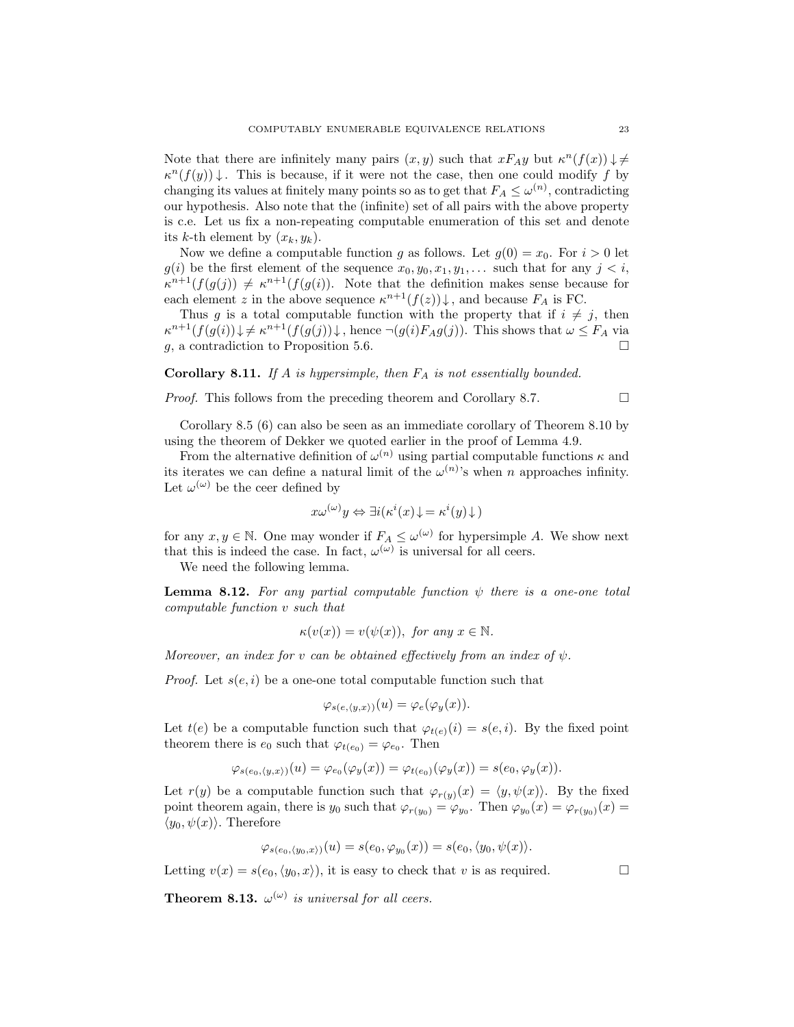Note that there are infinitely many pairs $(x, y)$ such that $xF_Ay$ but $\kappa^n(f(x))\downarrow \neq \kappa^n(f(y))\downarrow$. This is because, if it were not the case, then one could modify $f$ by changing its values at finitely many points so as to get that $F_A \leq \omega^{(n)}$, contradicting our hypothesis. Also note that the (infinite) set of all pairs with the above property is c.e. Let us fix a non-repeating computable enumeration of this set and denote its $k$-th element by $(x_k, y_k)$.

Now we define a computable function $g$ as follows. Let $g(0) = x_0$. For $i > 0$ let $g(i)$ be the first element of the sequence $x_0, y_0, x_1, y_1, \ldots$ such that for any $j < i$, $\kappa^{n+1}(f(g(j)) \neq \kappa^{n+1}(f(g(i))$. Note that the definition makes sense because for each element $z$ in the above sequence $\kappa^{n+1}(f(z))\downarrow$, and because $F_A$ is FC.

Thus $g$ is a total computable function with the property that if $i \neq j$, then $\kappa^{n+1}(f(g(i))\downarrow \neq \kappa^{n+1}(f(g(j))\downarrow$, hence $\neg(g(i)F_Ag(j))$. This shows that $\omega \leq F_A$ via $g$, a contradiction to Proposition 5.6. □

**Corollary 8.11.** *If $A$ is hypersimple, then $F_A$ is not essentially bounded.*

*Proof.* This follows from the preceding theorem and Corollary 8.7. □

Corollary 8.5 (6) can also be seen as an immediate corollary of Theorem 8.10 by using the theorem of Dekker we quoted earlier in the proof of Lemma 4.9.

From the alternative definition of $\omega^{(n)}$ using partial computable functions $\kappa$ and its iterates we can define a natural limit of the $\omega^{(n)}$'s when $n$ approaches infinity. Let $\omega^{(\omega)}$ be the ceer defined by

$$x\omega^{(\omega)}y \Leftrightarrow \exists i(\kappa^i(x)\downarrow = \kappa^i(y)\downarrow)$$

for any $x, y \in \mathbb{N}$. One may wonder if $F_A \leq \omega^{(\omega)}$ for hypersimple $A$. We show next that this is indeed the case. In fact, $\omega^{(\omega)}$ is universal for all ceers.

We need the following lemma.

**Lemma 8.12.** *For any partial computable function $\psi$ there is a one-one total computable function $v$ such that*

$$\kappa(v(x)) = v(\psi(x)), \text{ for any } x \in \mathbb{N}.$$

*Moreover, an index for $v$ can be obtained effectively from an index of $\psi$.*

*Proof.* Let $s(e, i)$ be a one-one total computable function such that

$$\varphi_{s(e,\langle y,x\rangle)}(u) = \varphi_e(\varphi_y(x)).$$

Let $t(e)$ be a computable function such that $\varphi_{t(e)}(i) = s(e, i)$. By the fixed point theorem there is $e_0$ such that $\varphi_{t(e_0)} = \varphi_{e_0}$. Then

$$\varphi_{s(e_0,\langle y,x\rangle)}(u) = \varphi_{e_0}(\varphi_y(x)) = \varphi_{t(e_0)}(\varphi_y(x)) = s(e_0, \varphi_y(x)).$$

Let $r(y)$ be a computable function such that $\varphi_{r(y)}(x) = \langle y, \psi(x)\rangle$. By the fixed point theorem again, there is $y_0$ such that $\varphi_{r(y_0)} = \varphi_{y_0}$. Then $\varphi_{y_0}(x) = \varphi_{r(y_0)}(x) = \langle y_0, \psi(x)\rangle$. Therefore

$$\varphi_{s(e_0,\langle y_0,x\rangle)}(u) = s(e_0, \varphi_{y_0}(x)) = s(e_0, \langle y_0, \psi(x)\rangle).$$

Letting $v(x) = s(e_0, \langle y_0, x\rangle)$, it is easy to check that $v$ is as required. □

**Theorem 8.13.** *$\omega^{(\omega)}$ is universal for all ceers.*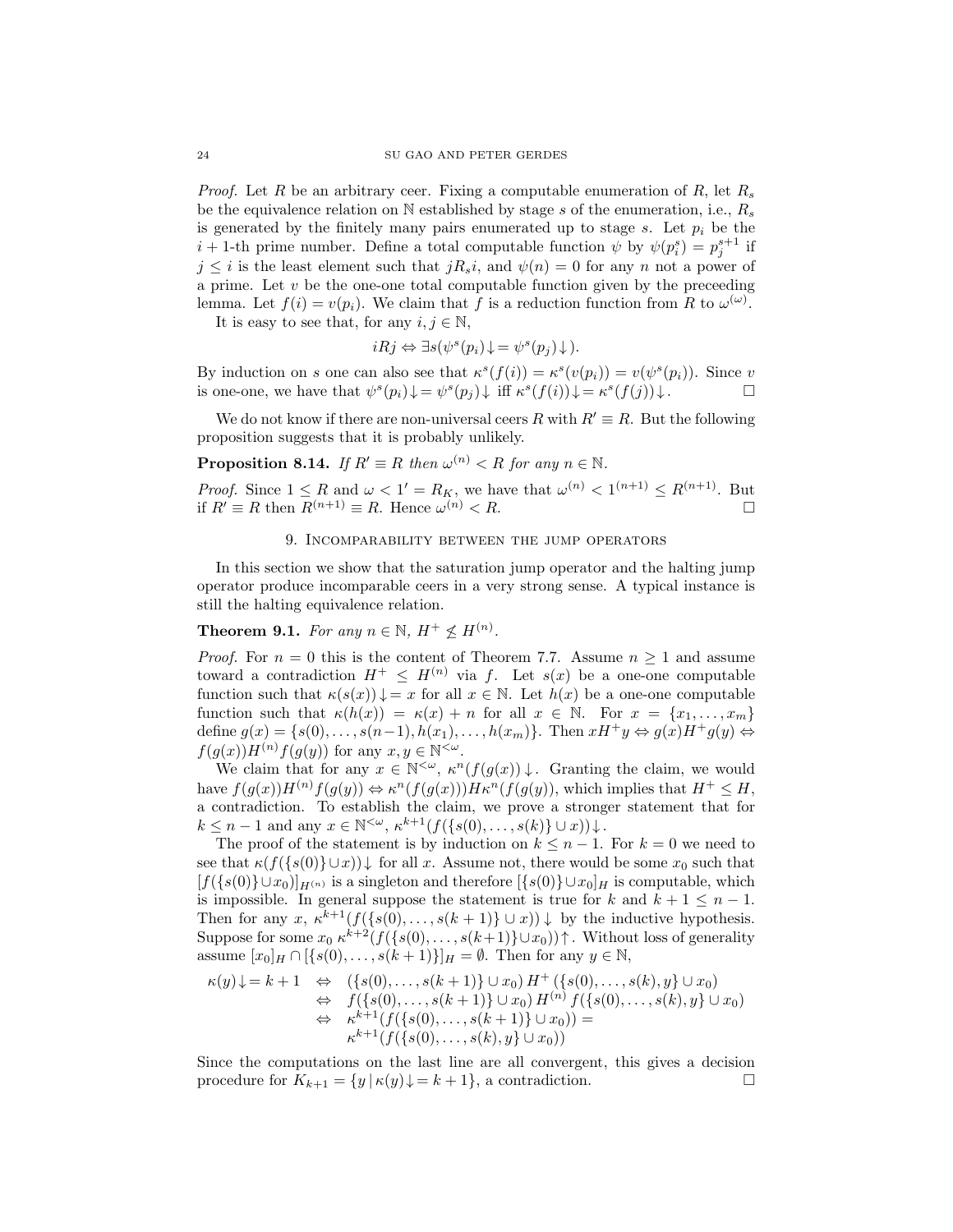*Proof.* Let $R$ be an arbitrary ceer. Fixing a computable enumeration of $R$, let $R_s$ be the equivalence relation on $\mathbb{N}$ established by stage $s$ of the enumeration, i.e., $R_s$ is generated by the finitely many pairs enumerated up to stage $s$. Let $p_i$ be the $i+1$-th prime number. Define a total computable function $\psi$ by $\psi(p_i^s) = p_j^{s+1}$ if $j \le i$ is the least element such that $jR_s i$, and $\psi(n) = 0$ for any $n$ not a power of a prime. Let $v$ be the one-one total computable function given by the preceeding lemma. Let $f(i) = v(p_i)$. We claim that $f$ is a reduction function from $R$ to $\omega^{(\omega)}$.

It is easy to see that, for any $i, j \in \mathbb{N}$,

$$iRj \Leftrightarrow \exists s(\psi^s(p_i)\!\downarrow = \psi^s(p_j)\!\downarrow).$$

By induction on $s$ one can also see that $\kappa^s(f(i)) = \kappa^s(v(p_i)) = v(\psi^s(p_i))$. Since $v$ is one-one, we have that $\psi^s(p_i)\!\downarrow = \psi^s(p_j)\!\downarrow$ iff $\kappa^s(f(i))\!\downarrow = \kappa^s(f(j))\!\downarrow$. $\square$

We do not know if there are non-universal ceers $R$ with $R' \equiv R$. But the following proposition suggests that it is probably unlikely.

**Proposition 8.14.** *If $R' \equiv R$ then $\omega^{(n)} < R$ for any $n \in \mathbb{N}$.*

*Proof.* Since $1 \le R$ and $\omega < 1' = R_K$, we have that $\omega^{(n)} < 1^{(n+1)} \le R^{(n+1)}$. But if $R' \equiv R$ then $R^{(n+1)} \equiv R$. Hence $\omega^{(n)} < R$. $\square$

## 9. Incomparability between the jump operators

In this section we show that the saturation jump operator and the halting jump operator produce incomparable ceers in a very strong sense. A typical instance is still the halting equivalence relation.

**Theorem 9.1.** *For any $n \in \mathbb{N}$, $H^+ \not\le H^{(n)}$.*

*Proof.* For $n = 0$ this is the content of Theorem 7.7. Assume $n \ge 1$ and assume toward a contradiction $H^+ \le H^{(n)}$ via $f$. Let $s(x)$ be a one-one computable function such that $\kappa(s(x))\!\downarrow = x$ for all $x \in \mathbb{N}$. Let $h(x)$ be a one-one computable function such that $\kappa(h(x)) = \kappa(x) + n$ for all $x \in \mathbb{N}$. For $x = \{x_1, \dots, x_m\}$ define $g(x) = \{s(0), \dots, s(n-1), h(x_1), \dots, h(x_m)\}$. Then $xH^+y \Leftrightarrow g(x)H^+g(y) \Leftrightarrow f(g(x))H^{(n)}f(g(y))$ for any $x, y \in \mathbb{N}^{<\omega}$.

We claim that for any $x \in \mathbb{N}^{<\omega}$, $\kappa^n(f(g(x)))\!\downarrow$. Granting the claim, we would have $f(g(x))H^{(n)}f(g(y)) \Leftrightarrow \kappa^n(f(g(x)))H\kappa^n(f(g(y)))$, which implies that $H^+ \le H$, a contradiction. To establish the claim, we prove a stronger statement that for $k \le n-1$ and any $x \in \mathbb{N}^{<\omega}$, $\kappa^{k+1}(f(\{s(0), \dots, s(k)\} \cup x))\!\downarrow$.

The proof of the statement is by induction on $k \le n-1$. For $k = 0$ we need to see that $\kappa(f(\{s(0)\} \cup x))\!\downarrow$ for all $x$. Assume not, there would be some $x_0$ such that $[f(\{s(0)\} \cup x_0)]_{H^{(n)}}$ is a singleton and therefore $[\{s(0)\} \cup x_0]_H$ is computable, which is impossible. In general suppose the statement is true for $k$ and $k+1 \le n-1$. Then for any $x$, $\kappa^{k+1}(f(\{s(0), \dots, s(k+1)\} \cup x))\!\downarrow$ by the inductive hypothesis. Suppose for some $x_0$ $\kappa^{k+2}(f(\{s(0), \dots, s(k+1)\} \cup x_0))\!\uparrow$. Without loss of generality assume $[x_0]_H \cap [\{s(0), \dots, s(k+1)\}]_H = \emptyset$. Then for any $y \in \mathbb{N}$,

$$\begin{aligned}
\kappa(y)\!\downarrow = k+1 \quad &\Leftrightarrow \quad (\{s(0), \dots, s(k+1)\} \cup x_0)\, H^+\, (\{s(0), \dots, s(k), y\} \cup x_0) \\
&\Leftrightarrow \quad f(\{s(0), \dots, s(k+1)\} \cup x_0)\, H^{(n)}\, f(\{s(0), \dots, s(k), y\} \cup x_0) \\
&\Leftrightarrow \quad \kappa^{k+1}(f(\{s(0), \dots, s(k+1)\} \cup x_0)) = \\
&\qquad\ \kappa^{k+1}(f(\{s(0), \dots, s(k), y\} \cup x_0))
\end{aligned}$$

Since the computations on the last line are all convergent, this gives a decision procedure for $K_{k+1} = \{y \mid \kappa(y)\!\downarrow = k+1\}$, a contradiction. $\square$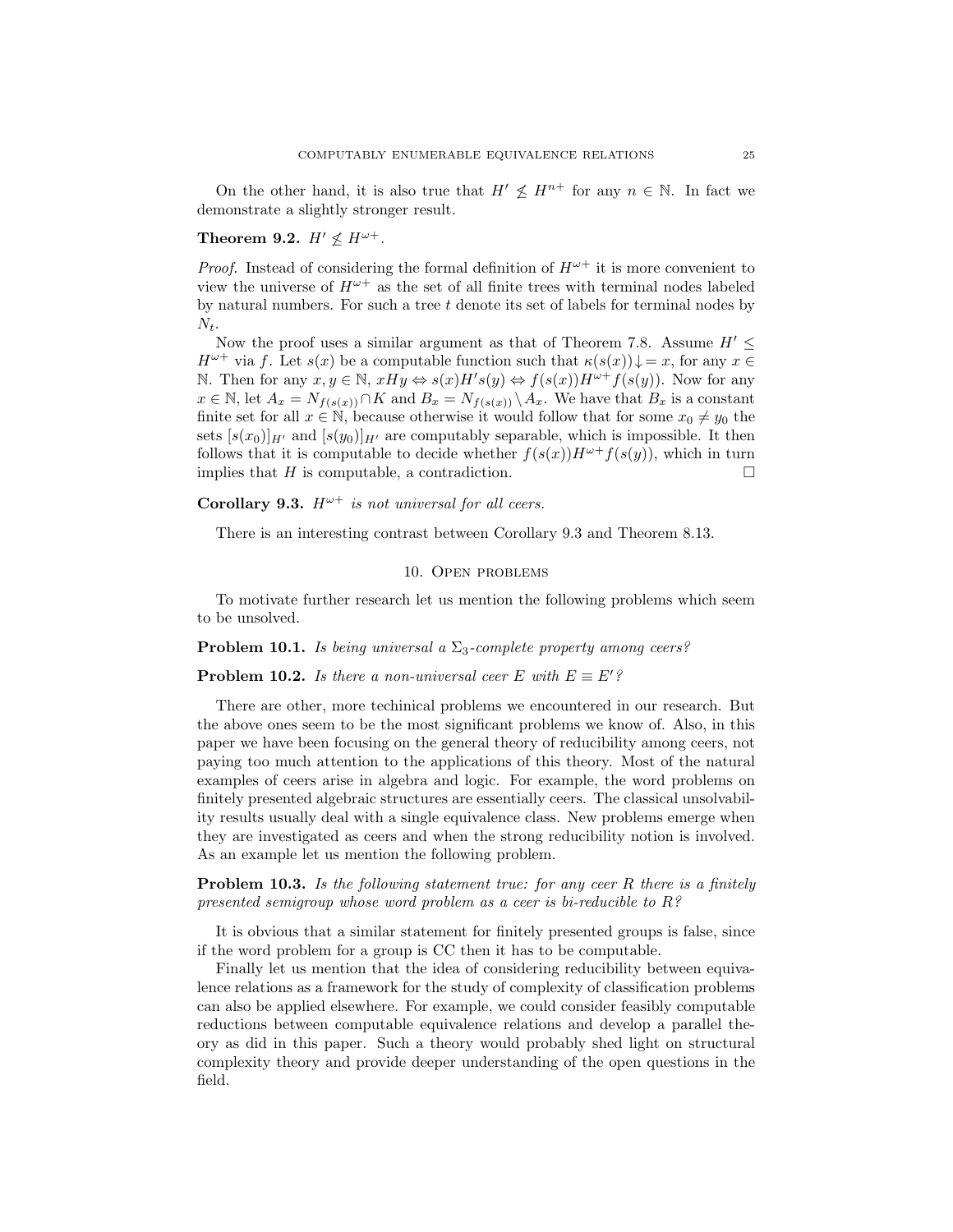On the other hand, it is also true that $H' \not\leq H^{n+}$ for any $n \in \mathbb{N}$. In fact we demonstrate a slightly stronger result.

**Theorem 9.2.** *$H' \not\leq H^{\omega+}$.*

*Proof.* Instead of considering the formal definition of $H^{\omega+}$ it is more convenient to view the universe of $H^{\omega+}$ as the set of all finite trees with terminal nodes labeled by natural numbers. For such a tree $t$ denote its set of labels for terminal nodes by $N_t$.

Now the proof uses a similar argument as that of Theorem 7.8. Assume $H' \leq H^{\omega+}$ via $f$. Let $s(x)$ be a computable function such that $\kappa(s(x))\downarrow = x$, for any $x \in \mathbb{N}$. Then for any $x, y \in \mathbb{N}$, $xHy \Leftrightarrow s(x)H's(y) \Leftrightarrow f(s(x))H^{\omega+}f(s(y))$. Now for any $x \in \mathbb{N}$, let $A_x = N_{f(s(x))} \cap K$ and $B_x = N_{f(s(x))} \setminus A_x$. We have that $B_x$ is a constant finite set for all $x \in \mathbb{N}$, because otherwise it would follow that for some $x_0 \neq y_0$ the sets $[s(x_0)]_{H'}$ and $[s(y_0)]_{H'}$ are computably separable, which is impossible. It then follows that it is computable to decide whether $f(s(x))H^{\omega+}f(s(y))$, which in turn implies that $H$ is computable, a contradiction. $\square$

**Corollary 9.3.** *$H^{\omega+}$ is not universal for all ceers.*

There is an interesting contrast between Corollary 9.3 and Theorem 8.13.

## 10. Open problems

To motivate further research let us mention the following problems which seem to be unsolved.

**Problem 10.1.** *Is being universal a $\Sigma_3$-complete property among ceers?*

**Problem 10.2.** *Is there a non-universal ceer $E$ with $E \equiv E'$?*

There are other, more techinical problems we encountered in our research. But the above ones seem to be the most significant problems we know of. Also, in this paper we have been focusing on the general theory of reducibility among ceers, not paying too much attention to the applications of this theory. Most of the natural examples of ceers arise in algebra and logic. For example, the word problems on finitely presented algebraic structures are essentially ceers. The classical unsolvability results usually deal with a single equivalence class. New problems emerge when they are investigated as ceers and when the strong reducibility notion is involved. As an example let us mention the following problem.

**Problem 10.3.** *Is the following statement true: for any ceer $R$ there is a finitely presented semigroup whose word problem as a ceer is bi-reducible to $R$?*

It is obvious that a similar statement for finitely presented groups is false, since if the word problem for a group is CC then it has to be computable.

Finally let us mention that the idea of considering reducibility between equivalence relations as a framework for the study of complexity of classification problems can also be applied elsewhere. For example, we could consider feasibly computable reductions between computable equivalence relations and develop a parallel theory as did in this paper. Such a theory would probably shed light on structural complexity theory and provide deeper understanding of the open questions in the field.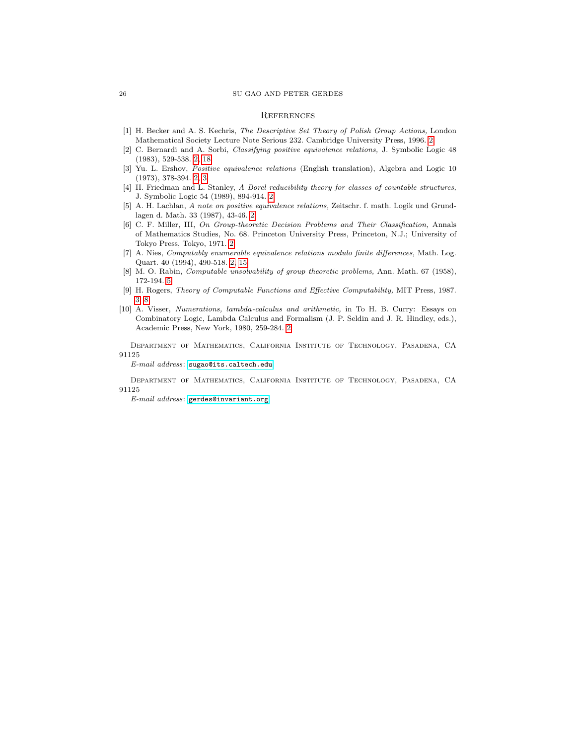## References

[1] H. Becker and A. S. Kechris, *The Descriptive Set Theory of Polish Group Actions,* London Mathematical Society Lecture Note Serious 232. Cambridge University Press, 1996. 2

[2] C. Bernardi and A. Sorbi, *Classifying positive equivalence relations,* J. Symbolic Logic 48 (1983), 529-538. 2, 18

[3] Yu. L. Ershov, *Positive equivalence relations* (English translation), Algebra and Logic 10 (1973), 378-394. 2, 3

[4] H. Friedman and L. Stanley, *A Borel reducibility theory for classes of countable structures,* J. Symbolic Logic 54 (1989), 894-914. 2

[5] A. H. Lachlan, *A note on positive equivalence relations,* Zeitschr. f. math. Logik und Grundlagen d. Math. 33 (1987), 43-46. 2

[6] C. F. Miller, III, *On Group-theoretic Decision Problems and Their Classification,* Annals of Mathematics Studies, No. 68. Princeton University Press, Princeton, N.J.; University of Tokyo Press, Tokyo, 1971. 2

[7] A. Nies, *Computably enumerable equivalence relations modulo finite differences,* Math. Log. Quart. 40 (1994), 490-518. 2, 15

[8] M. O. Rabin, *Computable unsolvability of group theoretic problems,* Ann. Math. 67 (1958), 172-194. 5

[9] H. Rogers, *Theory of Computable Functions and Effective Computability,* MIT Press, 1987. 3, 8

[10] A. Visser, *Numerations, lambda-calculus and arithmetic,* in To H. B. Curry: Essays on Combinatory Logic, Lambda Calculus and Formalism (J. P. Seldin and J. R. Hindley, eds.), Academic Press, New York, 1980, 259-284. 2

Department of Mathematics, California Institute of Technology, Pasadena, CA 91125

*E-mail address*: sugao@its.caltech.edu

Department of Mathematics, California Institute of Technology, Pasadena, CA 91125

*E-mail address*: gerdes@invariant.org